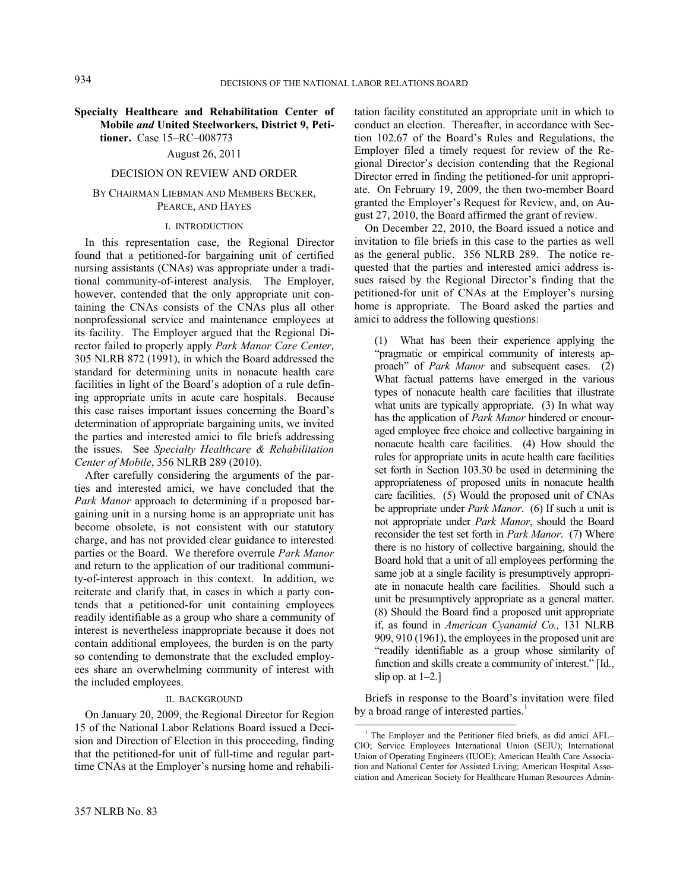**Specialty Healthcare and Rehabilitation Center of Mobile *and* United Steelworkers, District 9, Petitioner.** Case 15–RC–008773

August 26, 2011

## DECISION ON REVIEW AND ORDER

BY CHAIRMAN LIEBMAN AND MEMBERS BECKER, PEARCE, AND HAYES

### I. INTRODUCTION

In this representation case, the Regional Director found that a petitioned-for bargaining unit of certified nursing assistants (CNAs) was appropriate under a traditional community-of-interest analysis. The Employer, however, contended that the only appropriate unit containing the CNAs consists of the CNAs plus all other nonprofessional service and maintenance employees at its facility. The Employer argued that the Regional Director failed to properly apply *Park Manor Care Center*, 305 NLRB 872 (1991), in which the Board addressed the standard for determining units in nonacute health care facilities in light of the Board's adoption of a rule defining appropriate units in acute care hospitals. Because this case raises important issues concerning the Board's determination of appropriate bargaining units, we invited the parties and interested amici to file briefs addressing the issues. See *Specialty Healthcare & Rehabilitation Center of Mobile*, 356 NLRB 289 (2010).

After carefully considering the arguments of the parties and interested amici, we have concluded that the *Park Manor* approach to determining if a proposed bargaining unit in a nursing home is an appropriate unit has become obsolete, is not consistent with our statutory charge, and has not provided clear guidance to interested parties or the Board. We therefore overrule *Park Manor* and return to the application of our traditional community-of-interest approach in this context. In addition, we reiterate and clarify that, in cases in which a party contends that a petitioned-for unit containing employees readily identifiable as a group who share a community of interest is nevertheless inappropriate because it does not contain additional employees, the burden is on the party so contending to demonstrate that the excluded employees share an overwhelming community of interest with the included employees.

### II. BACKGROUND

On January 20, 2009, the Regional Director for Region 15 of the National Labor Relations Board issued a Decision and Direction of Election in this proceeding, finding that the petitioned-for unit of full-time and regular part-time CNAs at the Employer's nursing home and rehabilitation facility constituted an appropriate unit in which to conduct an election. Thereafter, in accordance with Section 102.67 of the Board's Rules and Regulations, the Employer filed a timely request for review of the Regional Director's decision contending that the Regional Director erred in finding the petitioned-for unit appropriate. On February 19, 2009, the then two-member Board granted the Employer's Request for Review, and, on August 27, 2010, the Board affirmed the grant of review.

On December 22, 2010, the Board issued a notice and invitation to file briefs in this case to the parties as well as the general public. 356 NLRB 289. The notice requested that the parties and interested amici address issues raised by the Regional Director's finding that the petitioned-for unit of CNAs at the Employer's nursing home is appropriate. The Board asked the parties and amici to address the following questions:

> (1) What has been their experience applying the "pragmatic or empirical community of interests approach" of *Park Manor* and subsequent cases. (2) What factual patterns have emerged in the various types of nonacute health care facilities that illustrate what units are typically appropriate. (3) In what way has the application of *Park Manor* hindered or encouraged employee free choice and collective bargaining in nonacute health care facilities. (4) How should the rules for appropriate units in acute health care facilities set forth in Section 103.30 be used in determining the appropriateness of proposed units in nonacute health care facilities. (5) Would the proposed unit of CNAs be appropriate under *Park Manor*. (6) If such a unit is not appropriate under *Park Manor*, should the Board reconsider the test set forth in *Park Manor*. (7) Where there is no history of collective bargaining, should the Board hold that a unit of all employees performing the same job at a single facility is presumptively appropriate in nonacute health care facilities. Should such a unit be presumptively appropriate as a general matter. (8) Should the Board find a proposed unit appropriate if, as found in *American Cyanamid Co.,* 131 NLRB 909, 910 (1961), the employees in the proposed unit are "readily identifiable as a group whose similarity of function and skills create a community of interest." [Id., slip op. at 1–2.]

Briefs in response to the Board's invitation were filed by a broad range of interested parties.[1]

[1] The Employer and the Petitioner filed briefs, as did amici AFL–CIO; Service Employees International Union (SEIU); International Union of Operating Engineers (IUOE); American Health Care Association and National Center for Assisted Living; American Hospital Association and American Society for Healthcare Human Resources Admin-

357 NLRB No. 83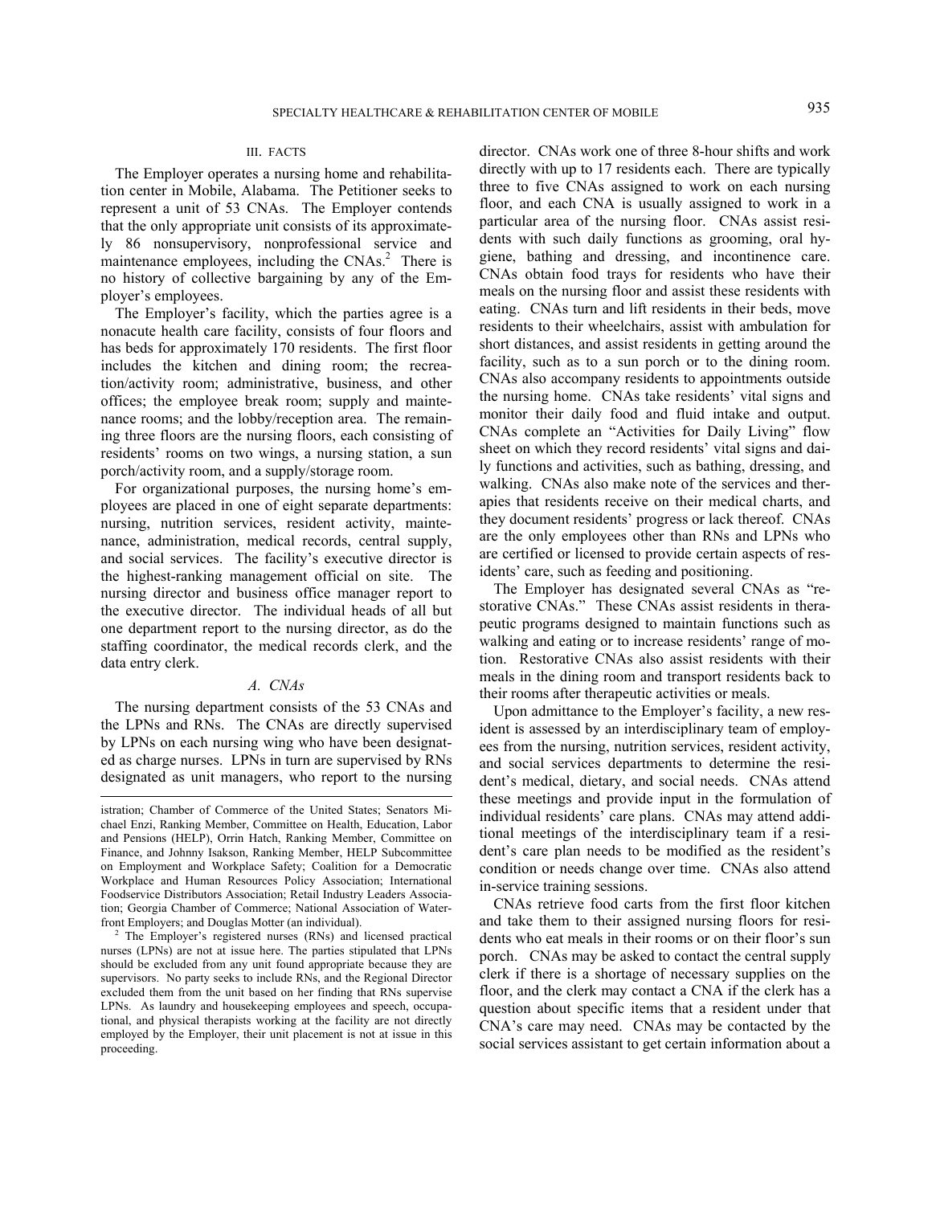### III. FACTS

The Employer operates a nursing home and rehabilitation center in Mobile, Alabama. The Petitioner seeks to represent a unit of 53 CNAs. The Employer contends that the only appropriate unit consists of its approximately 86 nonsupervisory, nonprofessional service and maintenance employees, including the CNAs.[2] There is no history of collective bargaining by any of the Employer's employees.

The Employer's facility, which the parties agree is a nonacute health care facility, consists of four floors and has beds for approximately 170 residents. The first floor includes the kitchen and dining room; the recreation/activity room; administrative, business, and other offices; the employee break room; supply and maintenance rooms; and the lobby/reception area. The remaining three floors are the nursing floors, each consisting of residents' rooms on two wings, a nursing station, a sun porch/activity room, and a supply/storage room.

For organizational purposes, the nursing home's employees are placed in one of eight separate departments: nursing, nutrition services, resident activity, maintenance, administration, medical records, central supply, and social services. The facility's executive director is the highest-ranking management official on site. The nursing director and business office manager report to the executive director. The individual heads of all but one department report to the nursing director, as do the staffing coordinator, the medical records clerk, and the data entry clerk.

#### *A. CNAs*

The nursing department consists of the 53 CNAs and the LPNs and RNs. The CNAs are directly supervised by LPNs on each nursing wing who have been designated as charge nurses. LPNs in turn are supervised by RNs designated as unit managers, who report to the nursing director. CNAs work one of three 8-hour shifts and work directly with up to 17 residents each. There are typically three to five CNAs assigned to work on each nursing floor, and each CNA is usually assigned to work in a particular area of the nursing floor. CNAs assist residents with such daily functions as grooming, oral hygiene, bathing and dressing, and incontinence care. CNAs obtain food trays for residents who have their meals on the nursing floor and assist these residents with eating. CNAs turn and lift residents in their beds, move residents to their wheelchairs, assist with ambulation for short distances, and assist residents in getting around the facility, such as to a sun porch or to the dining room. CNAs also accompany residents to appointments outside the nursing home. CNAs take residents' vital signs and monitor their daily food and fluid intake and output. CNAs complete an "Activities for Daily Living" flow sheet on which they record residents' vital signs and daily functions and activities, such as bathing, dressing, and walking. CNAs also make note of the services and therapies that residents receive on their medical charts, and they document residents' progress or lack thereof. CNAs are the only employees other than RNs and LPNs who are certified or licensed to provide certain aspects of residents' care, such as feeding and positioning.

The Employer has designated several CNAs as "restorative CNAs." These CNAs assist residents in therapeutic programs designed to maintain functions such as walking and eating or to increase residents' range of motion. Restorative CNAs also assist residents with their meals in the dining room and transport residents back to their rooms after therapeutic activities or meals.

Upon admittance to the Employer's facility, a new resident is assessed by an interdisciplinary team of employees from the nursing, nutrition services, resident activity, and social services departments to determine the resident's medical, dietary, and social needs. CNAs attend these meetings and provide input in the formulation of individual residents' care plans. CNAs may attend additional meetings of the interdisciplinary team if a resident's care plan needs to be modified as the resident's condition or needs change over time. CNAs also attend in-service training sessions.

CNAs retrieve food carts from the first floor kitchen and take them to their assigned nursing floors for residents who eat meals in their rooms or on their floor's sun porch. CNAs may be asked to contact the central supply clerk if there is a shortage of necessary supplies on the floor, and the clerk may contact a CNA if the clerk has a question about specific items that a resident under that CNA's care may need. CNAs may be contacted by the social services assistant to get certain information about a

---

istration; Chamber of Commerce of the United States; Senators Michael Enzi, Ranking Member, Committee on Health, Education, Labor and Pensions (HELP), Orrin Hatch, Ranking Member, Committee on Finance, and Johnny Isakson, Ranking Member, HELP Subcommittee on Employment and Workplace Safety; Coalition for a Democratic Workplace and Human Resources Policy Association; International Foodservice Distributors Association; Retail Industry Leaders Association; Georgia Chamber of Commerce; National Association of Waterfront Employers; and Douglas Motter (an individual).

[2] The Employer's registered nurses (RNs) and licensed practical nurses (LPNs) are not at issue here. The parties stipulated that LPNs should be excluded from any unit found appropriate because they are supervisors. No party seeks to include RNs, and the Regional Director excluded them from the unit based on her finding that RNs supervise LPNs. As laundry and housekeeping employees and speech, occupational, and physical therapists working at the facility are not directly employed by the Employer, their unit placement is not at issue in this proceeding.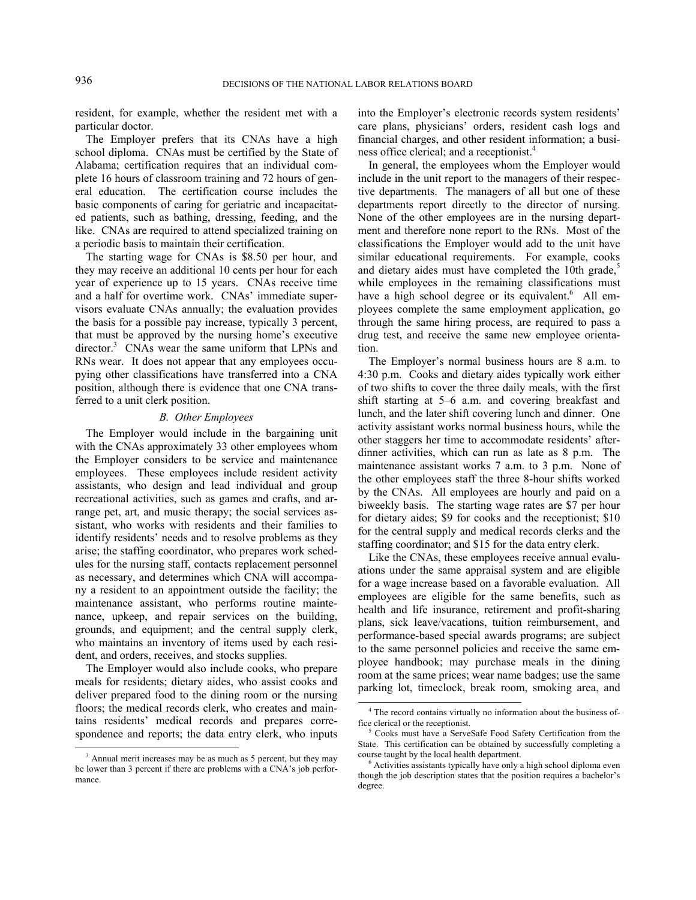resident, for example, whether the resident met with a particular doctor.

The Employer prefers that its CNAs have a high school diploma. CNAs must be certified by the State of Alabama; certification requires that an individual complete 16 hours of classroom training and 72 hours of general education. The certification course includes the basic components of caring for geriatric and incapacitated patients, such as bathing, dressing, feeding, and the like. CNAs are required to attend specialized training on a periodic basis to maintain their certification.

The starting wage for CNAs is $8.50 per hour, and they may receive an additional 10 cents per hour for each year of experience up to 15 years. CNAs receive time and a half for overtime work. CNAs' immediate supervisors evaluate CNAs annually; the evaluation provides the basis for a possible pay increase, typically 3 percent, that must be approved by the nursing home's executive director.[3] CNAs wear the same uniform that LPNs and RNs wear. It does not appear that any employees occupying other classifications have transferred into a CNA position, although there is evidence that one CNA transferred to a unit clerk position.

### *B. Other Employees*

The Employer would include in the bargaining unit with the CNAs approximately 33 other employees whom the Employer considers to be service and maintenance employees. These employees include resident activity assistants, who design and lead individual and group recreational activities, such as games and crafts, and arrange pet, art, and music therapy; the social services assistant, who works with residents and their families to identify residents' needs and to resolve problems as they arise; the staffing coordinator, who prepares work schedules for the nursing staff, contacts replacement personnel as necessary, and determines which CNA will accompany a resident to an appointment outside the facility; the maintenance assistant, who performs routine maintenance, upkeep, and repair services on the building, grounds, and equipment; and the central supply clerk, who maintains an inventory of items used by each resident, and orders, receives, and stocks supplies.

The Employer would also include cooks, who prepare meals for residents; dietary aides, who assist cooks and deliver prepared food to the dining room or the nursing floors; the medical records clerk, who creates and maintains residents' medical records and prepares correspondence and reports; the data entry clerk, who inputs into the Employer's electronic records system residents' care plans, physicians' orders, resident cash logs and financial charges, and other resident information; a business office clerical; and a receptionist.[4]

In general, the employees whom the Employer would include in the unit report to the managers of their respective departments. The managers of all but one of these departments report directly to the director of nursing. None of the other employees are in the nursing department and therefore none report to the RNs. Most of the classifications the Employer would add to the unit have similar educational requirements. For example, cooks and dietary aides must have completed the 10th grade,[5] while employees in the remaining classifications must have a high school degree or its equivalent.[6] All employees complete the same employment application, go through the same hiring process, are required to pass a drug test, and receive the same new employee orientation.

The Employer's normal business hours are 8 a.m. to 4:30 p.m. Cooks and dietary aides typically work either of two shifts to cover the three daily meals, with the first shift starting at 5–6 a.m. and covering breakfast and lunch, and the later shift covering lunch and dinner. One activity assistant works normal business hours, while the other staggers her time to accommodate residents' after-dinner activities, which can run as late as 8 p.m. The maintenance assistant works 7 a.m. to 3 p.m. None of the other employees staff the three 8-hour shifts worked by the CNAs. All employees are hourly and paid on a biweekly basis. The starting wage rates are $7 per hour for dietary aides; $9 for cooks and the receptionist; $10 for the central supply and medical records clerks and the staffing coordinator; and $15 for the data entry clerk.

Like the CNAs, these employees receive annual evaluations under the same appraisal system and are eligible for a wage increase based on a favorable evaluation. All employees are eligible for the same benefits, such as health and life insurance, retirement and profit-sharing plans, sick leave/vacations, tuition reimbursement, and performance-based special awards programs; are subject to the same personnel policies and receive the same employee handbook; may purchase meals in the dining room at the same prices; wear name badges; use the same parking lot, timeclock, break room, smoking area, and

---

[3] Annual merit increases may be as much as 5 percent, but they may be lower than 3 percent if there are problems with a CNA's job performance.

[4] The record contains virtually no information about the business office clerical or the receptionist.

[5] Cooks must have a ServeSafe Food Safety Certification from the State. This certification can be obtained by successfully completing a course taught by the local health department.

[6] Activities assistants typically have only a high school diploma even though the job description states that the position requires a bachelor's degree.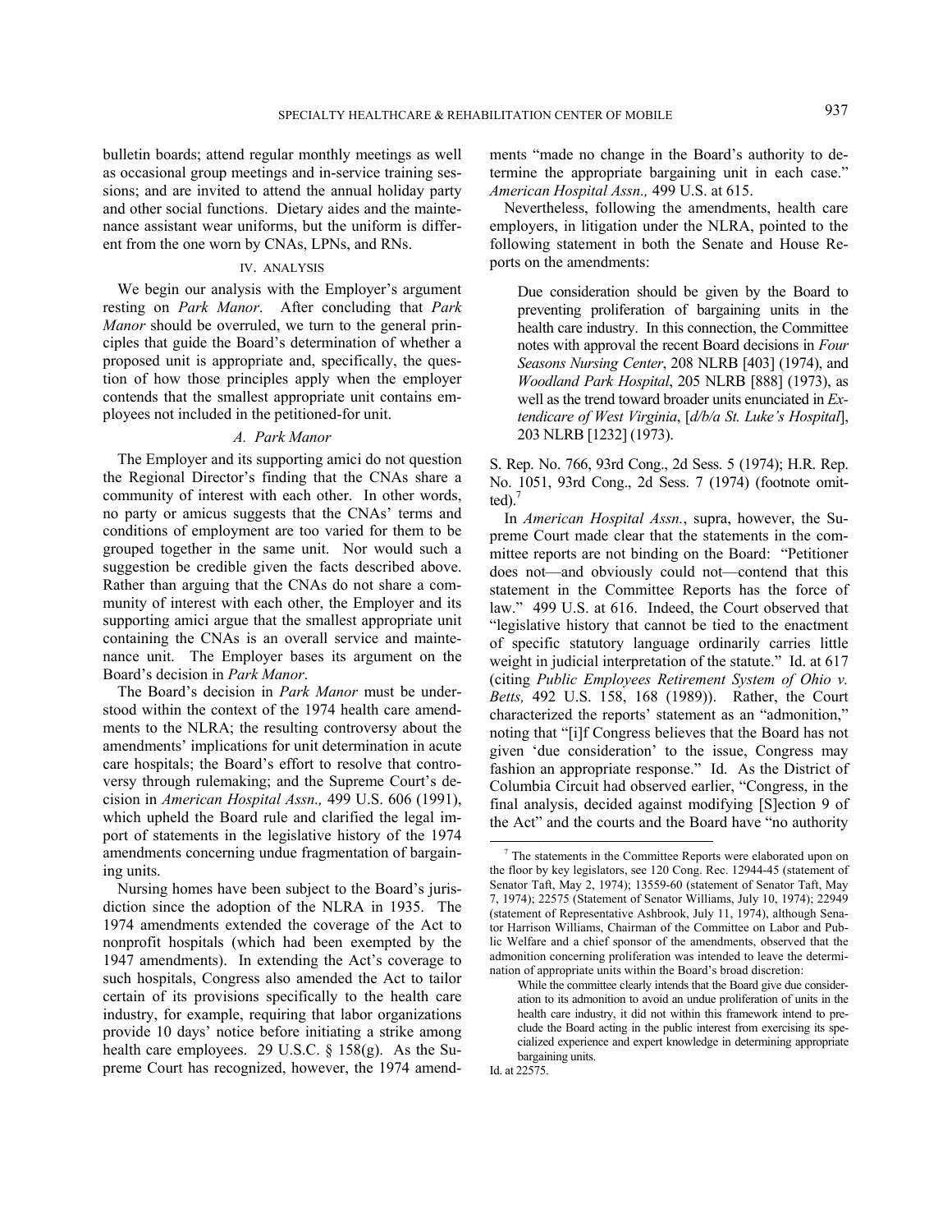bulletin boards; attend regular monthly meetings as well as occasional group meetings and in-service training sessions; and are invited to attend the annual holiday party and other social functions. Dietary aides and the maintenance assistant wear uniforms, but the uniform is different from the one worn by CNAs, LPNs, and RNs.

## IV. ANALYSIS

We begin our analysis with the Employer's argument resting on *Park Manor*. After concluding that *Park Manor* should be overruled, we turn to the general principles that guide the Board's determination of whether a proposed unit is appropriate and, specifically, the question of how those principles apply when the employer contends that the smallest appropriate unit contains employees not included in the petitioned-for unit.

### *A. Park Manor*

The Employer and its supporting amici do not question the Regional Director's finding that the CNAs share a community of interest with each other. In other words, no party or amicus suggests that the CNAs' terms and conditions of employment are too varied for them to be grouped together in the same unit. Nor would such a suggestion be credible given the facts described above. Rather than arguing that the CNAs do not share a community of interest with each other, the Employer and its supporting amici argue that the smallest appropriate unit containing the CNAs is an overall service and maintenance unit. The Employer bases its argument on the Board's decision in *Park Manor*.

The Board's decision in *Park Manor* must be understood within the context of the 1974 health care amendments to the NLRA; the resulting controversy about the amendments' implications for unit determination in acute care hospitals; the Board's effort to resolve that controversy through rulemaking; and the Supreme Court's decision in *American Hospital Assn.,* 499 U.S. 606 (1991), which upheld the Board rule and clarified the legal import of statements in the legislative history of the 1974 amendments concerning undue fragmentation of bargaining units.

Nursing homes have been subject to the Board's jurisdiction since the adoption of the NLRA in 1935. The 1974 amendments extended the coverage of the Act to nonprofit hospitals (which had been exempted by the 1947 amendments). In extending the Act's coverage to such hospitals, Congress also amended the Act to tailor certain of its provisions specifically to the health care industry, for example, requiring that labor organizations provide 10 days' notice before initiating a strike among health care employees. 29 U.S.C. § 158(g). As the Supreme Court has recognized, however, the 1974 amendments "made no change in the Board's authority to determine the appropriate bargaining unit in each case." *American Hospital Assn.,* 499 U.S. at 615.

Nevertheless, following the amendments, health care employers, in litigation under the NLRA, pointed to the following statement in both the Senate and House Reports on the amendments:

> Due consideration should be given by the Board to preventing proliferation of bargaining units in the health care industry. In this connection, the Committee notes with approval the recent Board decisions in *Four Seasons Nursing Center*, 208 NLRB [403] (1974), and *Woodland Park Hospital*, 205 NLRB [888] (1973), as well as the trend toward broader units enunciated in *Extendicare of West Virginia*, [*d/b/a St. Luke's Hospital*], 203 NLRB [1232] (1973).

S. Rep. No. 766, 93rd Cong., 2d Sess. 5 (1974); H.R. Rep. No. 1051, 93rd Cong., 2d Sess. 7 (1974) (footnote omitted).[7]

In *American Hospital Assn.*, supra, however, the Supreme Court made clear that the statements in the committee reports are not binding on the Board: "Petitioner does not—and obviously could not—contend that this statement in the Committee Reports has the force of law." 499 U.S. at 616. Indeed, the Court observed that "legislative history that cannot be tied to the enactment of specific statutory language ordinarily carries little weight in judicial interpretation of the statute." Id. at 617 (citing *Public Employees Retirement System of Ohio v. Betts,* 492 U.S. 158, 168 (1989)). Rather, the Court characterized the reports' statement as an "admonition," noting that "[i]f Congress believes that the Board has not given 'due consideration' to the issue, Congress may fashion an appropriate response." Id. As the District of Columbia Circuit had observed earlier, "Congress, in the final analysis, decided against modifying [S]ection 9 of the Act" and the courts and the Board have "no authority

---

[7] The statements in the Committee Reports were elaborated upon on the floor by key legislators, see 120 Cong. Rec. 12944-45 (statement of Senator Taft, May 2, 1974); 13559-60 (statement of Senator Taft, May 7, 1974); 22575 (Statement of Senator Williams, July 10, 1974); 22949 (statement of Representative Ashbrook, July 11, 1974), although Senator Harrison Williams, Chairman of the Committee on Labor and Public Welfare and a chief sponsor of the amendments, observed that the admonition concerning proliferation was intended to leave the determination of appropriate units within the Board's broad discretion:

> While the committee clearly intends that the Board give due consideration to its admonition to avoid an undue proliferation of units in the health care industry, it did not within this framework intend to preclude the Board acting in the public interest from exercising its specialized experience and expert knowledge in determining appropriate bargaining units.

Id. at 22575.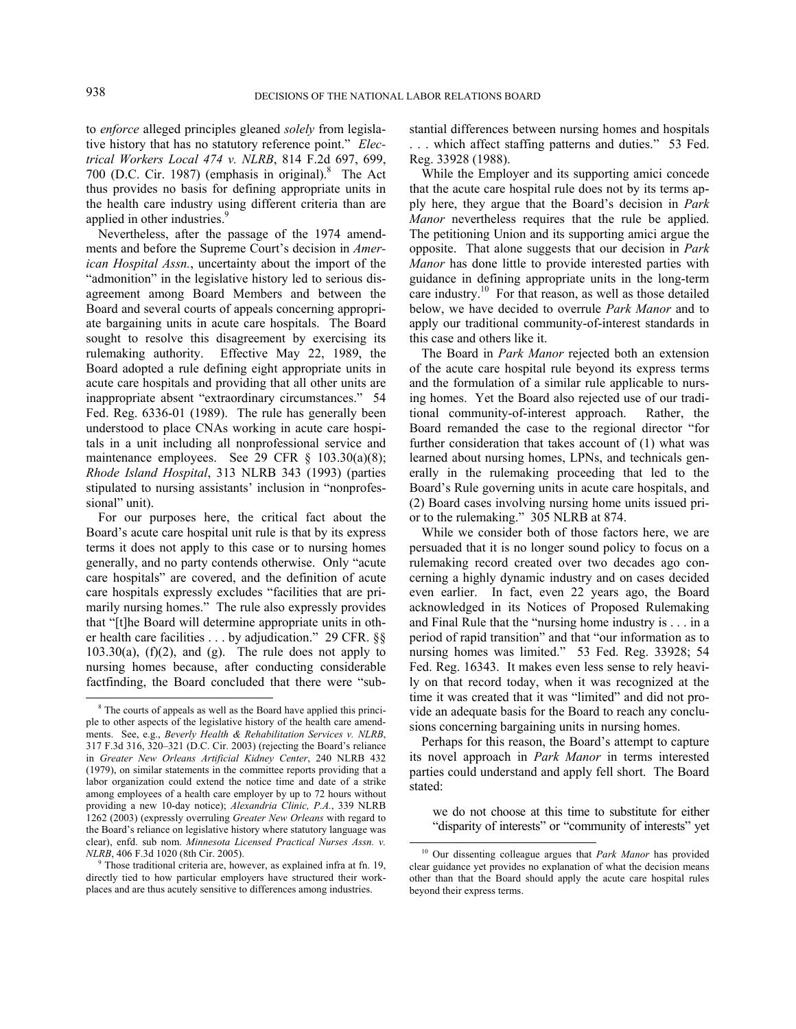to *enforce* alleged principles gleaned *solely* from legislative history that has no statutory reference point." *Electrical Workers Local 474 v. NLRB*, 814 F.2d 697, 699, 700 (D.C. Cir. 1987) (emphasis in original).[8] The Act thus provides no basis for defining appropriate units in the health care industry using different criteria than are applied in other industries.[9]

Nevertheless, after the passage of the 1974 amendments and before the Supreme Court's decision in *American Hospital Assn.*, uncertainty about the import of the "admonition" in the legislative history led to serious disagreement among Board Members and between the Board and several courts of appeals concerning appropriate bargaining units in acute care hospitals. The Board sought to resolve this disagreement by exercising its rulemaking authority. Effective May 22, 1989, the Board adopted a rule defining eight appropriate units in acute care hospitals and providing that all other units are inappropriate absent "extraordinary circumstances." 54 Fed. Reg. 6336-01 (1989). The rule has generally been understood to place CNAs working in acute care hospitals in a unit including all nonprofessional service and maintenance employees. See 29 CFR § 103.30(a)(8); *Rhode Island Hospital*, 313 NLRB 343 (1993) (parties stipulated to nursing assistants' inclusion in "nonprofessional" unit).

For our purposes here, the critical fact about the Board's acute care hospital unit rule is that by its express terms it does not apply to this case or to nursing homes generally, and no party contends otherwise. Only "acute care hospitals" are covered, and the definition of acute care hospitals expressly excludes "facilities that are primarily nursing homes." The rule also expressly provides that "[t]he Board will determine appropriate units in other health care facilities . . . by adjudication." 29 CFR. §§ 103.30(a), (f)(2), and (g). The rule does not apply to nursing homes because, after conducting considerable factfinding, the Board concluded that there were "substantial differences between nursing homes and hospitals . . . which affect staffing patterns and duties." 53 Fed. Reg. 33928 (1988).

While the Employer and its supporting amici concede that the acute care hospital rule does not by its terms apply here, they argue that the Board's decision in *Park Manor* nevertheless requires that the rule be applied. The petitioning Union and its supporting amici argue the opposite. That alone suggests that our decision in *Park Manor* has done little to provide interested parties with guidance in defining appropriate units in the long-term care industry.[10] For that reason, as well as those detailed below, we have decided to overrule *Park Manor* and to apply our traditional community-of-interest standards in this case and others like it.

The Board in *Park Manor* rejected both an extension of the acute care hospital rule beyond its express terms and the formulation of a similar rule applicable to nursing homes. Yet the Board also rejected use of our traditional community-of-interest approach. Rather, the Board remanded the case to the regional director "for further consideration that takes account of (1) what was learned about nursing homes, LPNs, and technicals generally in the rulemaking proceeding that led to the Board's Rule governing units in acute care hospitals, and (2) Board cases involving nursing home units issued prior to the rulemaking." 305 NLRB at 874.

While we consider both of those factors here, we are persuaded that it is no longer sound policy to focus on a rulemaking record created over two decades ago concerning a highly dynamic industry and on cases decided even earlier. In fact, even 22 years ago, the Board acknowledged in its Notices of Proposed Rulemaking and Final Rule that the "nursing home industry is . . . in a period of rapid transition" and that "our information as to nursing homes was limited." 53 Fed. Reg. 33928; 54 Fed. Reg. 16343. It makes even less sense to rely heavily on that record today, when it was recognized at the time it was created that it was "limited" and did not provide an adequate basis for the Board to reach any conclusions concerning bargaining units in nursing homes.

Perhaps for this reason, the Board's attempt to capture its novel approach in *Park Manor* in terms interested parties could understand and apply fell short. The Board stated:

> we do not choose at this time to substitute for either "disparity of interests" or "community of interests" yet

---

[8] The courts of appeals as well as the Board have applied this principle to other aspects of the legislative history of the health care amendments. See, e.g., *Beverly Health & Rehabilitation Services v. NLRB*, 317 F.3d 316, 320–321 (D.C. Cir. 2003) (rejecting the Board's reliance in *Greater New Orleans Artificial Kidney Center*, 240 NLRB 432 (1979), on similar statements in the committee reports providing that a labor organization could extend the notice time and date of a strike among employees of a health care employer by up to 72 hours without providing a new 10-day notice); *Alexandria Clinic, P.A.*, 339 NLRB 1262 (2003) (expressly overruling *Greater New Orleans* with regard to the Board's reliance on legislative history where statutory language was clear), enfd. sub nom. *Minnesota Licensed Practical Nurses Assn. v. NLRB*, 406 F.3d 1020 (8th Cir. 2005).

[9] Those traditional criteria are, however, as explained infra at fn. 19, directly tied to how particular employers have structured their workplaces and are thus acutely sensitive to differences among industries.

[10] Our dissenting colleague argues that *Park Manor* has provided clear guidance yet provides no explanation of what the decision means other than that the Board should apply the acute care hospital rules beyond their express terms.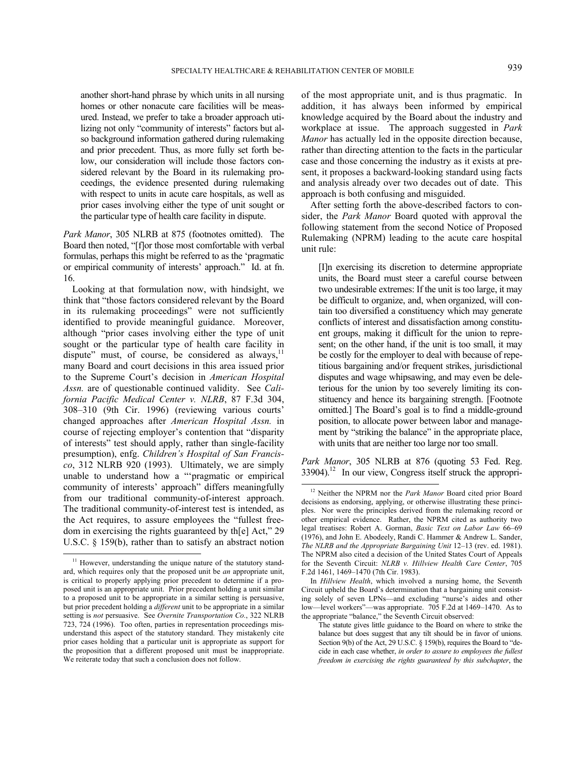> another short-hand phrase by which units in all nursing homes or other nonacute care facilities will be measured. Instead, we prefer to take a broader approach utilizing not only "community of interests" factors but also background information gathered during rulemaking and prior precedent. Thus, as more fully set forth below, our consideration will include those factors considered relevant by the Board in its rulemaking proceedings, the evidence presented during rulemaking with respect to units in acute care hospitals, as well as prior cases involving either the type of unit sought or the particular type of health care facility in dispute.

*Park Manor*, 305 NLRB at 875 (footnotes omitted). The Board then noted, "[f]or those most comfortable with verbal formulas, perhaps this might be referred to as the 'pragmatic or empirical community of interests' approach." Id. at fn. 16.

Looking at that formulation now, with hindsight, we think that "those factors considered relevant by the Board in its rulemaking proceedings" were not sufficiently identified to provide meaningful guidance. Moreover, although "prior cases involving either the type of unit sought or the particular type of health care facility in dispute" must, of course, be considered as always,[11] many Board and court decisions in this area issued prior to the Supreme Court's decision in *American Hospital Assn.* are of questionable continued validity. See *California Pacific Medical Center v. NLRB*, 87 F.3d 304, 308–310 (9th Cir. 1996) (reviewing various courts' changed approaches after *American Hospital Assn.* in course of rejecting employer's contention that "disparity of interests" test should apply, rather than single-facility presumption), enfg. *Children's Hospital of San Francisco*, 312 NLRB 920 (1993). Ultimately, we are simply unable to understand how a "'pragmatic or empirical community of interests' approach" differs meaningfully from our traditional community-of-interest approach. The traditional community-of-interest test is intended, as the Act requires, to assure employees the "fullest freedom in exercising the rights guaranteed by th[e] Act," 29 U.S.C. § 159(b), rather than to satisfy an abstract notion of the most appropriate unit, and is thus pragmatic. In addition, it has always been informed by empirical knowledge acquired by the Board about the industry and workplace at issue. The approach suggested in *Park Manor* has actually led in the opposite direction because, rather than directing attention to the facts in the particular case and those concerning the industry as it exists at present, it proposes a backward-looking standard using facts and analysis already over two decades out of date. This approach is both confusing and misguided.

After setting forth the above-described factors to consider, the *Park Manor* Board quoted with approval the following statement from the second Notice of Proposed Rulemaking (NPRM) leading to the acute care hospital unit rule:

> [I]n exercising its discretion to determine appropriate units, the Board must steer a careful course between two undesirable extremes: If the unit is too large, it may be difficult to organize, and, when organized, will contain too diversified a constituency which may generate conflicts of interest and dissatisfaction among constituent groups, making it difficult for the union to represent; on the other hand, if the unit is too small, it may be costly for the employer to deal with because of repetitious bargaining and/or frequent strikes, jurisdictional disputes and wage whipsawing, and may even be deleterious for the union by too severely limiting its constituency and hence its bargaining strength. [Footnote omitted.] The Board's goal is to find a middle-ground position, to allocate power between labor and management by "striking the balance" in the appropriate place, with units that are neither too large nor too small.

*Park Manor*, 305 NLRB at 876 (quoting 53 Fed. Reg. 33904).[12] In our view, Congress itself struck the appropri-

---

[11] However, understanding the unique nature of the statutory standard, which requires only that the proposed unit be *an* appropriate unit, is critical to properly applying prior precedent to determine if a proposed unit is an appropriate unit. Prior precedent holding a unit similar to a proposed unit to be appropriate in a similar setting is persuasive, but prior precedent holding a *different* unit to be appropriate in a similar setting is *not* persuasive. See *Overnite Transportation Co.*, 322 NLRB 723, 724 (1996). Too often, parties in representation proceedings misunderstand this aspect of the statutory standard. They mistakenly cite prior cases holding that a particular unit is appropriate as support for the proposition that a different proposed unit must be inappropriate. We reiterate today that such a conclusion does not follow.

[12] Neither the NPRM nor the *Park Manor* Board cited prior Board decisions as endorsing, applying, or otherwise illustrating these principles. Nor were the principles derived from the rulemaking record or other empirical evidence. Rather, the NPRM cited as authority two legal treatises: Robert A. Gorman, *Basic Text on Labor Law* 66–69 (1976), and John E. Abodeely, Randi C. Hammer & Andrew L. Sander, *The NLRB and the Appropriate Bargaining Unit* 12–13 (rev. ed. 1981). The NPRM also cited a decision of the United States Court of Appeals for the Seventh Circuit: *NLRB v. Hillview Health Care Center*, 705 F.2d 1461, 1469–1470 (7th Cir. 1983).

In *Hillview Health*, which involved a nursing home, the Seventh Circuit upheld the Board's determination that a bargaining unit consisting solely of seven LPNs—and excluding "nurse's aides and other low—level workers"—was appropriate. 705 F.2d at 1469–1470. As to the appropriate "balance," the Seventh Circuit observed:

> The statute gives little guidance to the Board on where to strike the balance but does suggest that any tilt should be in favor of unions. Section 9(b) of the Act, 29 U.S.C. § 159(b), requires the Board to "decide in each case whether, *in order to assure to employees the fullest freedom in exercising the rights guaranteed by this subchapter*, the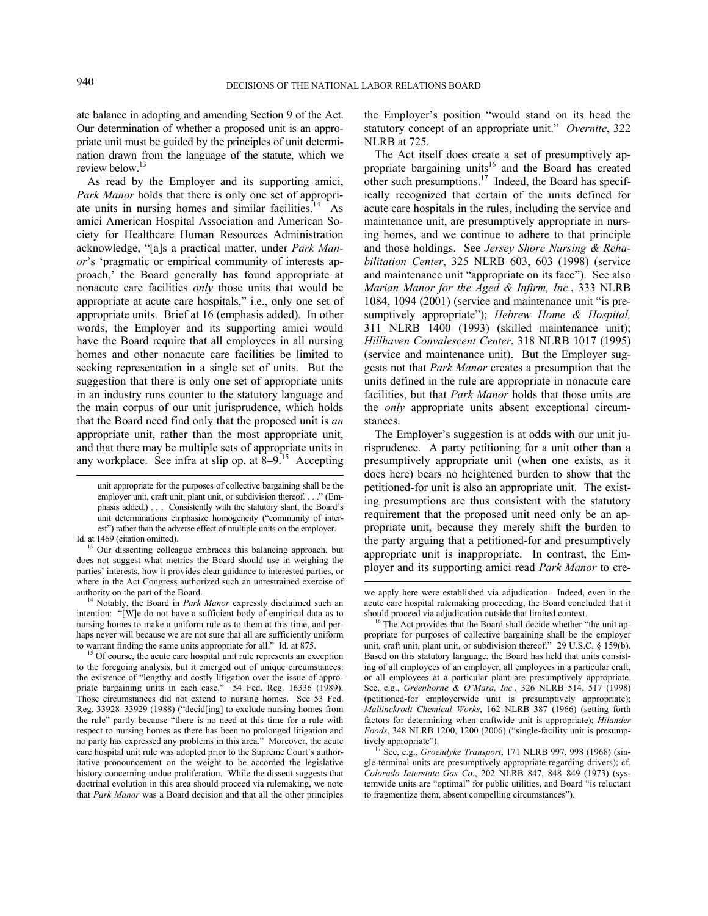ate balance in adopting and amending Section 9 of the Act. Our determination of whether a proposed unit is an appropriate unit must be guided by the principles of unit determination drawn from the language of the statute, which we review below.[13]

As read by the Employer and its supporting amici, *Park Manor* holds that there is only one set of appropriate units in nursing homes and similar facilities.[14] As amici American Hospital Association and American Society for Healthcare Human Resources Administration acknowledge, "[a]s a practical matter, under *Park Manor*'s 'pragmatic or empirical community of interests approach,' the Board generally has found appropriate at nonacute care facilities *only* those units that would be appropriate at acute care hospitals," i.e., only one set of appropriate units. Brief at 16 (emphasis added). In other words, the Employer and its supporting amici would have the Board require that all employees in all nursing homes and other nonacute care facilities be limited to seeking representation in a single set of units. But the suggestion that there is only one set of appropriate units in an industry runs counter to the statutory language and the main corpus of our unit jurisprudence, which holds that the Board need find only that the proposed unit is *an* appropriate unit, rather than the most appropriate unit, and that there may be multiple sets of appropriate units in any workplace. See infra at slip op. at 8–9.[15] Accepting the Employer's position "would stand on its head the statutory concept of an appropriate unit." *Overnite*, 322 NLRB at 725.

The Act itself does create a set of presumptively appropriate bargaining units[16] and the Board has created other such presumptions.[17] Indeed, the Board has specifically recognized that certain of the units defined for acute care hospitals in the rules, including the service and maintenance unit, are presumptively appropriate in nursing homes, and we continue to adhere to that principle and those holdings. See *Jersey Shore Nursing & Rehabilitation Center*, 325 NLRB 603, 603 (1998) (service and maintenance unit "appropriate on its face"). See also *Marian Manor for the Aged & Infirm, Inc.*, 333 NLRB 1084, 1094 (2001) (service and maintenance unit "is presumptively appropriate"); *Hebrew Home & Hospital,* 311 NLRB 1400 (1993) (skilled maintenance unit); *Hillhaven Convalescent Center*, 318 NLRB 1017 (1995) (service and maintenance unit). But the Employer suggests not that *Park Manor* creates a presumption that the units defined in the rule are appropriate in nonacute care facilities, but that *Park Manor* holds that those units are the *only* appropriate units absent exceptional circumstances.

The Employer's suggestion is at odds with our unit jurisprudence. A party petitioning for a unit other than a presumptively appropriate unit (when one exists, as it does here) bears no heightened burden to show that the petitioned-for unit is also an appropriate unit. The existing presumptions are thus consistent with the statutory requirement that the proposed unit need only be an appropriate unit, because they merely shift the burden to the party arguing that a petitioned-for and presumptively appropriate unit is inappropriate. In contrast, the Employer and its supporting amici read *Park Manor* to cre-

---

unit appropriate for the purposes of collective bargaining shall be the employer unit, craft unit, plant unit, or subdivision thereof. . . ." (Emphasis added.) . . . Consistently with the statutory slant, the Board's unit determinations emphasize homogeneity ("community of interest") rather than the adverse effect of multiple units on the employer. Id. at 1469 (citation omitted).

[13] Our dissenting colleague embraces this balancing approach, but does not suggest what metrics the Board should use in weighing the parties' interests, how it provides clear guidance to interested parties, or where in the Act Congress authorized such an unrestrained exercise of authority on the part of the Board.

[14] Notably, the Board in *Park Manor* expressly disclaimed such an intention: "[W]e do not have a sufficient body of empirical data as to nursing homes to make a uniform rule as to them at this time, and perhaps never will because we are not sure that all are sufficiently uniform to warrant finding the same units appropriate for all." Id. at 875.

[15] Of course, the acute care hospital unit rule represents an exception to the foregoing analysis, but it emerged out of unique circumstances: the existence of "lengthy and costly litigation over the issue of appropriate bargaining units in each case." 54 Fed. Reg. 16336 (1989). Those circumstances did not extend to nursing homes. See 53 Fed. Reg. 33928–33929 (1988) ("decid[ing] to exclude nursing homes from the rule" partly because "there is no need at this time for a rule with respect to nursing homes as there has been no prolonged litigation and no party has expressed any problems in this area." Moreover, the acute care hospital unit rule was adopted prior to the Supreme Court's authoritative pronouncement on the weight to be accorded the legislative history concerning undue proliferation. While the dissent suggests that doctrinal evolution in this area should proceed via rulemaking, we note that *Park Manor* was a Board decision and that all the other principles we apply here were established via adjudication. Indeed, even in the acute care hospital rulemaking proceeding, the Board concluded that it should proceed via adjudication outside that limited context.

[16] The Act provides that the Board shall decide whether "the unit appropriate for purposes of collective bargaining shall be the employer unit, craft unit, plant unit, or subdivision thereof." 29 U.S.C. § 159(b). Based on this statutory language, the Board has held that units consisting of all employees of an employer, all employees in a particular craft, or all employees at a particular plant are presumptively appropriate. See, e.g., *Greenhorne & O'Mara, Inc.,* 326 NLRB 514, 517 (1998) (petitioned-for employerwide unit is presumptively appropriate); *Mallinckrodt Chemical Works*, 162 NLRB 387 (1966) (setting forth factors for determining when craftwide unit is appropriate); *Hilander Foods*, 348 NLRB 1200, 1200 (2006) ("single-facility unit is presumptively appropriate").

[17] See, e.g., *Groendyke Transport*, 171 NLRB 997, 998 (1968) (single-terminal units are presumptively appropriate regarding drivers); cf. *Colorado Interstate Gas Co.*, 202 NLRB 847, 848–849 (1973) (systemwide units are "optimal" for public utilities, and Board "is reluctant to fragmentize them, absent compelling circumstances").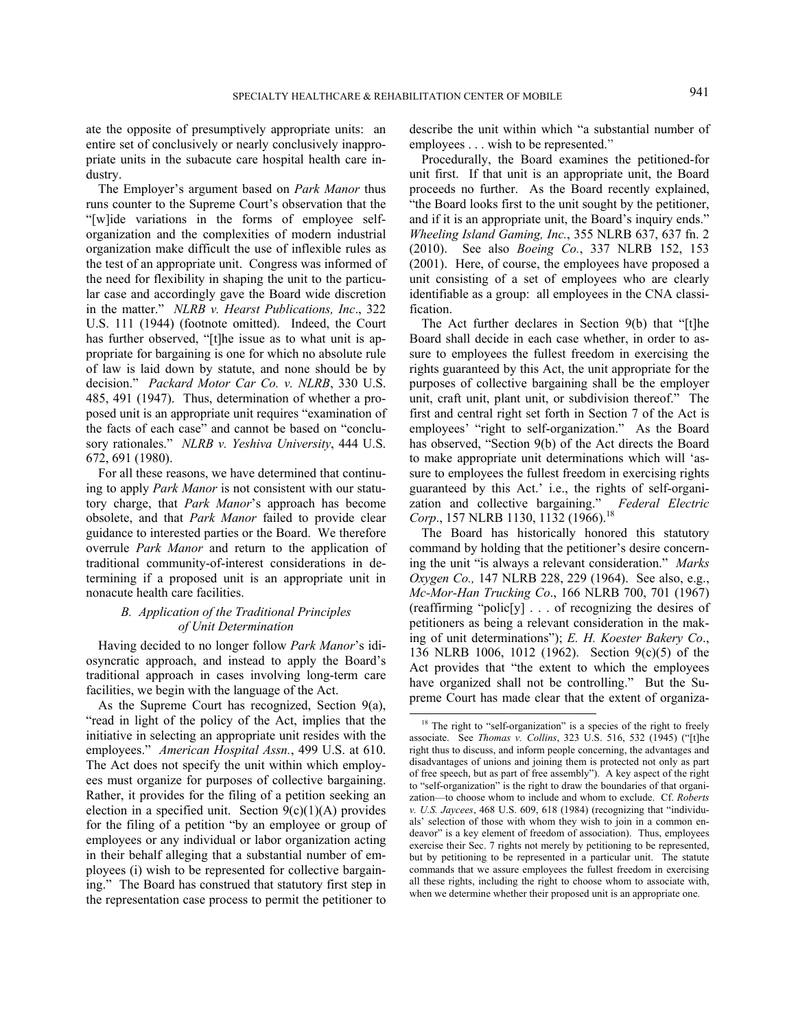ate the opposite of presumptively appropriate units: an entire set of conclusively or nearly conclusively inappropriate units in the subacute care hospital health care industry.

The Employer's argument based on *Park Manor* thus runs counter to the Supreme Court's observation that the "[w]ide variations in the forms of employee self-organization and the complexities of modern industrial organization make difficult the use of inflexible rules as the test of an appropriate unit. Congress was informed of the need for flexibility in shaping the unit to the particular case and accordingly gave the Board wide discretion in the matter." *NLRB v. Hearst Publications, Inc*., 322 U.S. 111 (1944) (footnote omitted). Indeed, the Court has further observed, "[t]he issue as to what unit is appropriate for bargaining is one for which no absolute rule of law is laid down by statute, and none should be by decision." *Packard Motor Car Co. v. NLRB*, 330 U.S. 485, 491 (1947). Thus, determination of whether a proposed unit is an appropriate unit requires "examination of the facts of each case" and cannot be based on "conclusory rationales." *NLRB v. Yeshiva University*, 444 U.S. 672, 691 (1980).

For all these reasons, we have determined that continuing to apply *Park Manor* is not consistent with our statutory charge, that *Park Manor*'s approach has become obsolete, and that *Park Manor* failed to provide clear guidance to interested parties or the Board. We therefore overrule *Park Manor* and return to the application of traditional community-of-interest considerations in determining if a proposed unit is an appropriate unit in nonacute health care facilities.

### *B. Application of the Traditional Principles of Unit Determination*

Having decided to no longer follow *Park Manor*'s idiosyncratic approach, and instead to apply the Board's traditional approach in cases involving long-term care facilities, we begin with the language of the Act.

As the Supreme Court has recognized, Section 9(a), "read in light of the policy of the Act, implies that the initiative in selecting an appropriate unit resides with the employees." *American Hospital Assn.*, 499 U.S. at 610. The Act does not specify the unit within which employees must organize for purposes of collective bargaining. Rather, it provides for the filing of a petition seeking an election in a specified unit. Section 9(c)(1)(A) provides for the filing of a petition "by an employee or group of employees or any individual or labor organization acting in their behalf alleging that a substantial number of employees (i) wish to be represented for collective bargaining." The Board has construed that statutory first step in the representation case process to permit the petitioner to describe the unit within which "a substantial number of employees . . . wish to be represented."

Procedurally, the Board examines the petitioned-for unit first. If that unit is an appropriate unit, the Board proceeds no further. As the Board recently explained, "the Board looks first to the unit sought by the petitioner, and if it is an appropriate unit, the Board's inquiry ends." *Wheeling Island Gaming, Inc.*, 355 NLRB 637, 637 fn. 2 (2010). See also *Boeing Co.*, 337 NLRB 152, 153 (2001). Here, of course, the employees have proposed a unit consisting of a set of employees who are clearly identifiable as a group: all employees in the CNA classification.

The Act further declares in Section 9(b) that "[t]he Board shall decide in each case whether, in order to assure to employees the fullest freedom in exercising the rights guaranteed by this Act, the unit appropriate for the purposes of collective bargaining shall be the employer unit, craft unit, plant unit, or subdivision thereof." The first and central right set forth in Section 7 of the Act is employees' "right to self-organization." As the Board has observed, "Section 9(b) of the Act directs the Board to make appropriate unit determinations which will 'assure to employees the fullest freedom in exercising rights guaranteed by this Act.' i.e., the rights of self-organization and collective bargaining." *Federal Electric Corp*., 157 NLRB 1130, 1132 (1966).[18]

The Board has historically honored this statutory command by holding that the petitioner's desire concerning the unit "is always a relevant consideration." *Marks Oxygen Co.,* 147 NLRB 228, 229 (1964). See also, e.g., *Mc-Mor-Han Trucking Co*., 166 NLRB 700, 701 (1967) (reaffirming "polic[y] . . . of recognizing the desires of petitioners as being a relevant consideration in the making of unit determinations"); *E. H. Koester Bakery Co*., 136 NLRB 1006, 1012 (1962). Section 9(c)(5) of the Act provides that "the extent to which the employees have organized shall not be controlling." But the Supreme Court has made clear that the extent of organiza-

[18] The right to "self-organization" is a species of the right to freely associate. See *Thomas v. Collins*, 323 U.S. 516, 532 (1945) ("[t]he right thus to discuss, and inform people concerning, the advantages and disadvantages of unions and joining them is protected not only as part of free speech, but as part of free assembly"). A key aspect of the right to "self-organization" is the right to draw the boundaries of that organization—to choose whom to include and whom to exclude. Cf. *Roberts v. U.S. Jaycees*, 468 U.S. 609, 618 (1984) (recognizing that "individuals' selection of those with whom they wish to join in a common endeavor" is a key element of freedom of association). Thus, employees exercise their Sec. 7 rights not merely by petitioning to be represented, but by petitioning to be represented in a particular unit. The statute commands that we assure employees the fullest freedom in exercising all these rights, including the right to choose whom to associate with, when we determine whether their proposed unit is an appropriate one.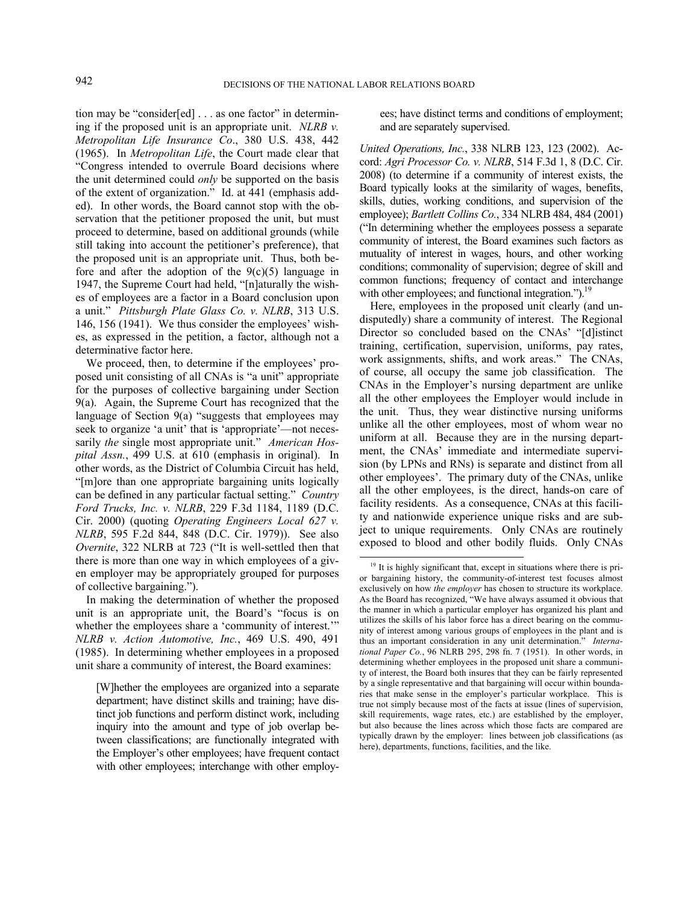tion may be "consider[ed] . . . as one factor" in determining if the proposed unit is an appropriate unit. *NLRB v. Metropolitan Life Insurance Co*., 380 U.S. 438, 442 (1965). In *Metropolitan Life*, the Court made clear that "Congress intended to overrule Board decisions where the unit determined could *only* be supported on the basis of the extent of organization." Id. at 441 (emphasis added). In other words, the Board cannot stop with the observation that the petitioner proposed the unit, but must proceed to determine, based on additional grounds (while still taking into account the petitioner's preference), that the proposed unit is an appropriate unit. Thus, both before and after the adoption of the 9(c)(5) language in 1947, the Supreme Court had held, "[n]aturally the wishes of employees are a factor in a Board conclusion upon a unit." *Pittsburgh Plate Glass Co. v. NLRB*, 313 U.S. 146, 156 (1941). We thus consider the employees' wishes, as expressed in the petition, a factor, although not a determinative factor here.

We proceed, then, to determine if the employees' proposed unit consisting of all CNAs is "a unit" appropriate for the purposes of collective bargaining under Section 9(a). Again, the Supreme Court has recognized that the language of Section 9(a) "suggests that employees may seek to organize 'a unit' that is 'appropriate'—not necessarily *the* single most appropriate unit." *American Hospital Assn.*, 499 U.S. at 610 (emphasis in original). In other words, as the District of Columbia Circuit has held, "[m]ore than one appropriate bargaining units logically can be defined in any particular factual setting." *Country Ford Trucks, Inc. v. NLRB*, 229 F.3d 1184, 1189 (D.C. Cir. 2000) (quoting *Operating Engineers Local 627 v. NLRB*, 595 F.2d 844, 848 (D.C. Cir. 1979)). See also *Overnite*, 322 NLRB at 723 ("It is well-settled then that there is more than one way in which employees of a given employer may be appropriately grouped for purposes of collective bargaining.").

In making the determination of whether the proposed unit is an appropriate unit, the Board's "focus is on whether the employees share a 'community of interest.'" *NLRB v. Action Automotive, Inc.*, 469 U.S. 490, 491 (1985). In determining whether employees in a proposed unit share a community of interest, the Board examines:

> [W]hether the employees are organized into a separate department; have distinct skills and training; have distinct job functions and perform distinct work, including inquiry into the amount and type of job overlap between classifications; are functionally integrated with the Employer's other employees; have frequent contact with other employees; interchange with other employees; have distinct terms and conditions of employment; and are separately supervised.

*United Operations, Inc.*, 338 NLRB 123, 123 (2002). Accord: *Agri Processor Co. v. NLRB*, 514 F.3d 1, 8 (D.C. Cir. 2008) (to determine if a community of interest exists, the Board typically looks at the similarity of wages, benefits, skills, duties, working conditions, and supervision of the employee); *Bartlett Collins Co.*, 334 NLRB 484, 484 (2001) ("In determining whether the employees possess a separate community of interest, the Board examines such factors as mutuality of interest in wages, hours, and other working conditions; commonality of supervision; degree of skill and common functions; frequency of contact and interchange with other employees; and functional integration.").[19]

Here, employees in the proposed unit clearly (and undisputedly) share a community of interest. The Regional Director so concluded based on the CNAs' "[d]istinct training, certification, supervision, uniforms, pay rates, work assignments, shifts, and work areas." The CNAs, of course, all occupy the same job classification. The CNAs in the Employer's nursing department are unlike all the other employees the Employer would include in the unit. Thus, they wear distinctive nursing uniforms unlike all the other employees, most of whom wear no uniform at all. Because they are in the nursing department, the CNAs' immediate and intermediate supervision (by LPNs and RNs) is separate and distinct from all other employees'. The primary duty of the CNAs, unlike all the other employees, is the direct, hands-on care of facility residents. As a consequence, CNAs at this facility and nationwide experience unique risks and are subject to unique requirements. Only CNAs are routinely exposed to blood and other bodily fluids. Only CNAs

---

[19] It is highly significant that, except in situations where there is prior bargaining history, the community-of-interest test focuses almost exclusively on how *the employer* has chosen to structure its workplace. As the Board has recognized, "We have always assumed it obvious that the manner in which a particular employer has organized his plant and utilizes the skills of his labor force has a direct bearing on the community of interest among various groups of employees in the plant and is thus an important consideration in any unit determination." *International Paper Co.*, 96 NLRB 295, 298 fn. 7 (1951). In other words, in determining whether employees in the proposed unit share a community of interest, the Board both insures that they can be fairly represented by a single representative and that bargaining will occur within boundaries that make sense in the employer's particular workplace. This is true not simply because most of the facts at issue (lines of supervision, skill requirements, wage rates, etc.) are established by the employer, but also because the lines across which those facts are compared are typically drawn by the employer: lines between job classifications (as here), departments, functions, facilities, and the like.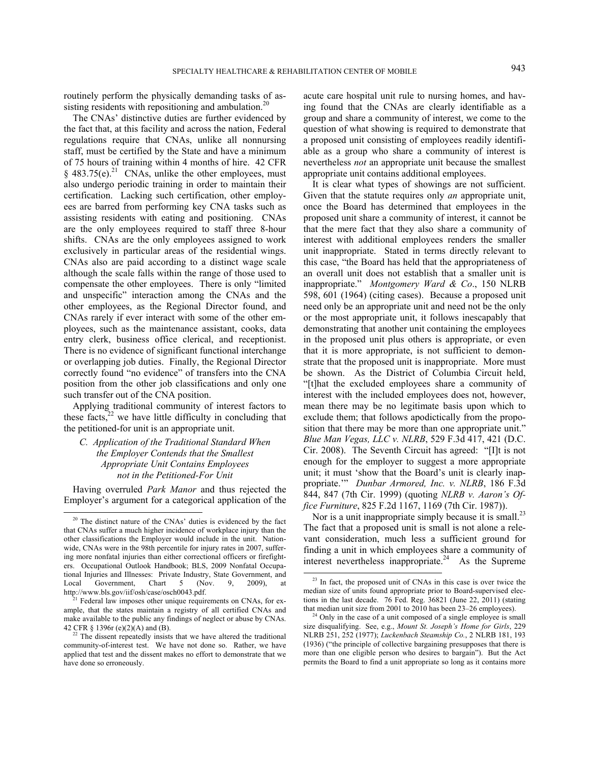routinely perform the physically demanding tasks of assisting residents with repositioning and ambulation.[20]

The CNAs' distinctive duties are further evidenced by the fact that, at this facility and across the nation, Federal regulations require that CNAs, unlike all nonnursing staff, must be certified by the State and have a minimum of 75 hours of training within 4 months of hire. 42 CFR § 483.75(e).[21] CNAs, unlike the other employees, must also undergo periodic training in order to maintain their certification. Lacking such certification, other employees are barred from performing key CNA tasks such as assisting residents with eating and positioning. CNAs are the only employees required to staff three 8-hour shifts. CNAs are the only employees assigned to work exclusively in particular areas of the residential wings. CNAs also are paid according to a distinct wage scale although the scale falls within the range of those used to compensate the other employees. There is only "limited and unspecific" interaction among the CNAs and the other employees, as the Regional Director found, and CNAs rarely if ever interact with some of the other employees, such as the maintenance assistant, cooks, data entry clerk, business office clerical, and receptionist. There is no evidence of significant functional interchange or overlapping job duties. Finally, the Regional Director correctly found "no evidence" of transfers into the CNA position from the other job classifications and only one such transfer out of the CNA position.

Applying traditional community of interest factors to these facts,[22] we have little difficulty in concluding that the petitioned-for unit is an appropriate unit.

### *C. Application of the Traditional Standard When the Employer Contends that the Smallest Appropriate Unit Contains Employees not in the Petitioned-For Unit*

Having overruled *Park Manor* and thus rejected the Employer's argument for a categorical application of the acute care hospital unit rule to nursing homes, and having found that the CNAs are clearly identifiable as a group and share a community of interest, we come to the question of what showing is required to demonstrate that a proposed unit consisting of employees readily identifiable as a group who share a community of interest is nevertheless *not* an appropriate unit because the smallest appropriate unit contains additional employees.

It is clear what types of showings are not sufficient. Given that the statute requires only *an* appropriate unit, once the Board has determined that employees in the proposed unit share a community of interest, it cannot be that the mere fact that they also share a community of interest with additional employees renders the smaller unit inappropriate. Stated in terms directly relevant to this case, "the Board has held that the appropriateness of an overall unit does not establish that a smaller unit is inappropriate." *Montgomery Ward & Co*., 150 NLRB 598, 601 (1964) (citing cases). Because a proposed unit need only be an appropriate unit and need not be the only or the most appropriate unit, it follows inescapably that demonstrating that another unit containing the employees in the proposed unit plus others is appropriate, or even that it is more appropriate, is not sufficient to demonstrate that the proposed unit is inappropriate. More must be shown. As the District of Columbia Circuit held, "[t]hat the excluded employees share a community of interest with the included employees does not, however, mean there may be no legitimate basis upon which to exclude them; that follows apodictically from the proposition that there may be more than one appropriate unit." *Blue Man Vegas, LLC v. NLRB*, 529 F.3d 417, 421 (D.C. Cir. 2008). The Seventh Circuit has agreed: "[I]t is not enough for the employer to suggest a more appropriate unit; it must 'show that the Board's unit is clearly inappropriate.'" *Dunbar Armored, Inc. v. NLRB*, 186 F.3d 844, 847 (7th Cir. 1999) (quoting *NLRB v. Aaron's Office Furniture*, 825 F.2d 1167, 1169 (7th Cir. 1987)).

Nor is a unit inappropriate simply because it is small.[23] The fact that a proposed unit is small is not alone a relevant consideration, much less a sufficient ground for finding a unit in which employees share a community of interest nevertheless inappropriate.[24] As the Supreme

---

[20] The distinct nature of the CNAs' duties is evidenced by the fact that CNAs suffer a much higher incidence of workplace injury than the other classifications the Employer would include in the unit. Nationwide, CNAs were in the 98th percentile for injury rates in 2007, suffering more nonfatal injuries than either correctional officers or firefighters. Occupational Outlook Handbook; BLS, 2009 Nonfatal Occupational Injuries and Illnesses: Private Industry, State Government, and Local Government, Chart 5 (Nov. 9, 2009), at http://www.bls.gov/iif/osh/case/osch0043.pdf.

[21] Federal law imposes other unique requirements on CNAs, for example, that the states maintain a registry of all certified CNAs and make available to the public any findings of neglect or abuse by CNAs. 42 CFR § 1396r (e)(2)(A) and (B).

[22] The dissent repeatedly insists that we have altered the traditional community-of-interest test. We have not done so. Rather, we have applied that test and the dissent makes no effort to demonstrate that we have done so erroneously.

[23] In fact, the proposed unit of CNAs in this case is over twice the median size of units found appropriate prior to Board-supervised elections in the last decade. 76 Fed. Reg. 36821 (June 22, 2011) (stating that median unit size from 2001 to 2010 has been 23–26 employees).

[24] Only in the case of a unit composed of a single employee is small size disqualifying. See, e.g., *Mount St. Joseph's Home for Girls*, 229 NLRB 251, 252 (1977); *Luckenbach Steamship Co.*, 2 NLRB 181, 193 (1936) ("the principle of collective bargaining presupposes that there is more than one eligible person who desires to bargain"). But the Act permits the Board to find a unit appropriate so long as it contains more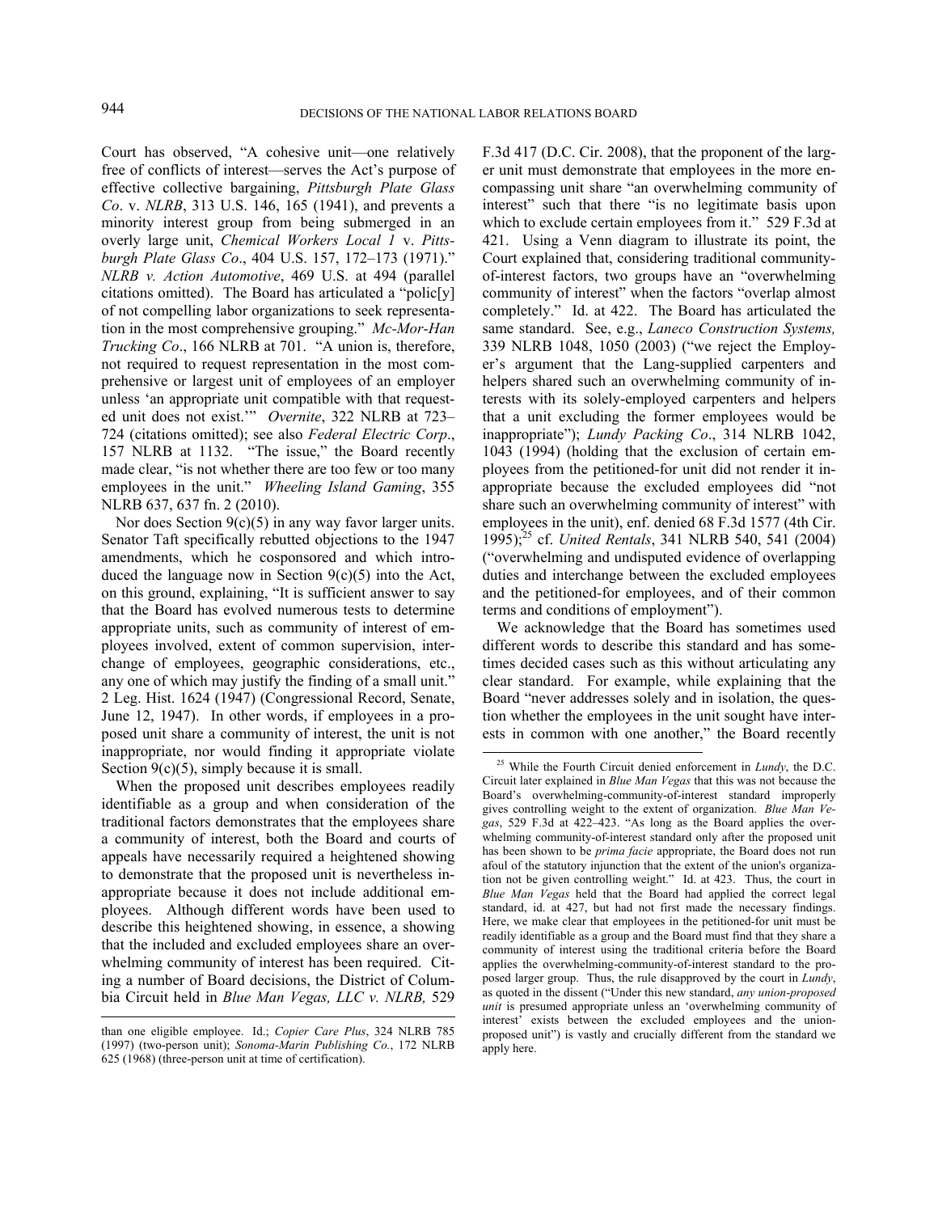Court has observed, "A cohesive unit—one relatively free of conflicts of interest—serves the Act's purpose of effective collective bargaining, *Pittsburgh Plate Glass Co*. v. *NLRB*, 313 U.S. 146, 165 (1941), and prevents a minority interest group from being submerged in an overly large unit, *Chemical Workers Local 1* v. *Pittsburgh Plate Glass Co*., 404 U.S. 157, 172–173 (1971)." *NLRB v. Action Automotive*, 469 U.S. at 494 (parallel citations omitted). The Board has articulated a "polic[y] of not compelling labor organizations to seek representation in the most comprehensive grouping." *Mc-Mor-Han Trucking Co*., 166 NLRB at 701. "A union is, therefore, not required to request representation in the most comprehensive or largest unit of employees of an employer unless 'an appropriate unit compatible with that requested unit does not exist.'" *Overnite*, 322 NLRB at 723–724 (citations omitted); see also *Federal Electric Corp*., 157 NLRB at 1132. "The issue," the Board recently made clear, "is not whether there are too few or too many employees in the unit." *Wheeling Island Gaming*, 355 NLRB 637, 637 fn. 2 (2010).

Nor does Section 9(c)(5) in any way favor larger units. Senator Taft specifically rebutted objections to the 1947 amendments, which he cosponsored and which introduced the language now in Section 9(c)(5) into the Act, on this ground, explaining, "It is sufficient answer to say that the Board has evolved numerous tests to determine appropriate units, such as community of interest of employees involved, extent of common supervision, interchange of employees, geographic considerations, etc., any one of which may justify the finding of a small unit." 2 Leg. Hist. 1624 (1947) (Congressional Record, Senate, June 12, 1947). In other words, if employees in a proposed unit share a community of interest, the unit is not inappropriate, nor would finding it appropriate violate Section 9(c)(5), simply because it is small.

When the proposed unit describes employees readily identifiable as a group and when consideration of the traditional factors demonstrates that the employees share a community of interest, both the Board and courts of appeals have necessarily required a heightened showing to demonstrate that the proposed unit is nevertheless inappropriate because it does not include additional employees. Although different words have been used to describe this heightened showing, in essence, a showing that the included and excluded employees share an overwhelming community of interest has been required. Citing a number of Board decisions, the District of Columbia Circuit held in *Blue Man Vegas, LLC v. NLRB,* 529 F.3d 417 (D.C. Cir. 2008), that the proponent of the larger unit must demonstrate that employees in the more encompassing unit share "an overwhelming community of interest" such that there "is no legitimate basis upon which to exclude certain employees from it." 529 F.3d at 421. Using a Venn diagram to illustrate its point, the Court explained that, considering traditional community-of-interest factors, two groups have an "overwhelming community of interest" when the factors "overlap almost completely." Id. at 422. The Board has articulated the same standard. See, e.g., *Laneco Construction Systems,* 339 NLRB 1048, 1050 (2003) ("we reject the Employer's argument that the Lang-supplied carpenters and helpers shared such an overwhelming community of interests with its solely-employed carpenters and helpers that a unit excluding the former employees would be inappropriate"); *Lundy Packing Co*., 314 NLRB 1042, 1043 (1994) (holding that the exclusion of certain employees from the petitioned-for unit did not render it inappropriate because the excluded employees did "not share such an overwhelming community of interest" with employees in the unit), enf. denied 68 F.3d 1577 (4th Cir. 1995);[25] cf. *United Rentals*, 341 NLRB 540, 541 (2004) ("overwhelming and undisputed evidence of overlapping duties and interchange between the excluded employees and the petitioned-for employees, and of their common terms and conditions of employment").

We acknowledge that the Board has sometimes used different words to describe this standard and has sometimes decided cases such as this without articulating any clear standard. For example, while explaining that the Board "never addresses solely and in isolation, the question whether the employees in the unit sought have interests in common with one another," the Board recently

---

than one eligible employee. Id.; *Copier Care Plus*, 324 NLRB 785 (1997) (two-person unit); *Sonoma-Marin Publishing Co*., 172 NLRB 625 (1968) (three-person unit at time of certification).

[25] While the Fourth Circuit denied enforcement in *Lundy*, the D.C. Circuit later explained in *Blue Man Vegas* that this was not because the Board's overwhelming-community-of-interest standard improperly gives controlling weight to the extent of organization. *Blue Man Vegas*, 529 F.3d at 422–423. "As long as the Board applies the overwhelming community-of-interest standard only after the proposed unit has been shown to be *prima facie* appropriate, the Board does not run afoul of the statutory injunction that the extent of the union's organization not be given controlling weight." Id. at 423. Thus, the court in *Blue Man Vegas* held that the Board had applied the correct legal standard, id. at 427, but had not first made the necessary findings. Here, we make clear that employees in the petitioned-for unit must be readily identifiable as a group and the Board must find that they share a community of interest using the traditional criteria before the Board applies the overwhelming-community-of-interest standard to the proposed larger group. Thus, the rule disapproved by the court in *Lundy*, as quoted in the dissent ("Under this new standard, *any union-proposed unit* is presumed appropriate unless an 'overwhelming community of interest' exists between the excluded employees and the union-proposed unit") is vastly and crucially different from the standard we apply here.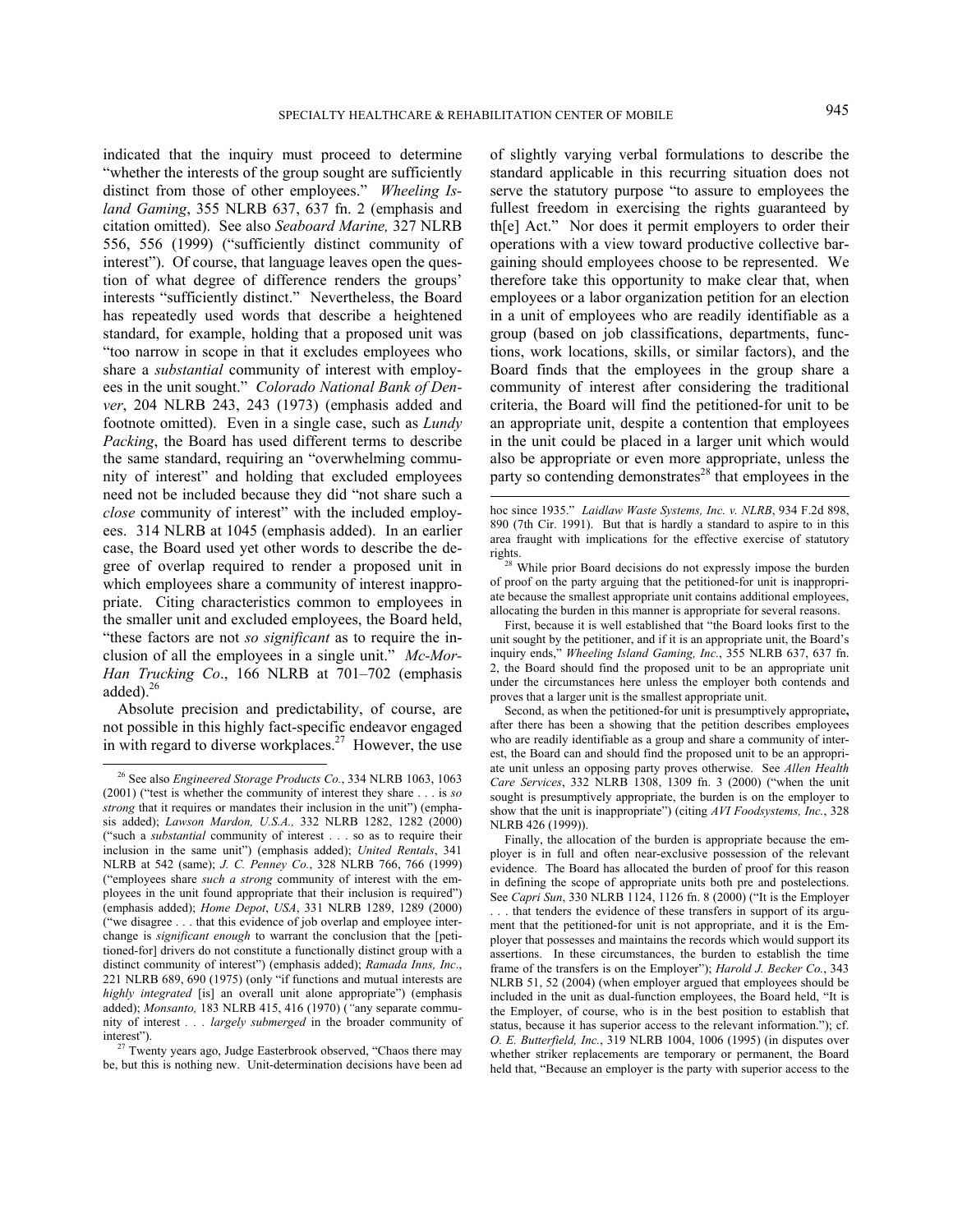indicated that the inquiry must proceed to determine "whether the interests of the group sought are sufficiently distinct from those of other employees." *Wheeling Island Gaming*, 355 NLRB 637, 637 fn. 2 (emphasis and citation omitted). See also *Seaboard Marine,* 327 NLRB 556, 556 (1999) ("sufficiently distinct community of interest"). Of course, that language leaves open the question of what degree of difference renders the groups' interests "sufficiently distinct." Nevertheless, the Board has repeatedly used words that describe a heightened standard, for example, holding that a proposed unit was "too narrow in scope in that it excludes employees who share a *substantial* community of interest with employees in the unit sought." *Colorado National Bank of Denver*, 204 NLRB 243, 243 (1973) (emphasis added and footnote omitted). Even in a single case, such as *Lundy Packing*, the Board has used different terms to describe the same standard, requiring an "overwhelming community of interest" and holding that excluded employees need not be included because they did "not share such a *close* community of interest" with the included employees. 314 NLRB at 1045 (emphasis added). In an earlier case, the Board used yet other words to describe the degree of overlap required to render a proposed unit in which employees share a community of interest inappropriate. Citing characteristics common to employees in the smaller unit and excluded employees, the Board held, "these factors are not *so significant* as to require the inclusion of all the employees in a single unit." *Mc-Mor-Han Trucking Co*., 166 NLRB at 701–702 (emphasis added).[26]

Absolute precision and predictability, of course, are not possible in this highly fact-specific endeavor engaged in with regard to diverse workplaces.[27] However, the use of slightly varying verbal formulations to describe the standard applicable in this recurring situation does not serve the statutory purpose "to assure to employees the fullest freedom in exercising the rights guaranteed by th[e] Act." Nor does it permit employers to order their operations with a view toward productive collective bargaining should employees choose to be represented. We therefore take this opportunity to make clear that, when employees or a labor organization petition for an election in a unit of employees who are readily identifiable as a group (based on job classifications, departments, functions, work locations, skills, or similar factors), and the Board finds that the employees in the group share a community of interest after considering the traditional criteria, the Board will find the petitioned-for unit to be an appropriate unit, despite a contention that employees in the unit could be placed in a larger unit which would also be appropriate or even more appropriate, unless the party so contending demonstrates[28] that employees in the

---

[26] See also *Engineered Storage Products Co.*, 334 NLRB 1063, 1063 (2001) ("test is whether the community of interest they share . . . is *so strong* that it requires or mandates their inclusion in the unit") (emphasis added); *Lawson Mardon, U.S.A.,* 332 NLRB 1282, 1282 (2000) ("such a *substantial* community of interest . . . so as to require their inclusion in the same unit") (emphasis added); *United Rentals*, 341 NLRB at 542 (same); *J. C. Penney Co.*, 328 NLRB 766, 766 (1999) ("employees share *such a strong* community of interest with the employees in the unit found appropriate that their inclusion is required") (emphasis added); *Home Depot*, *USA*, 331 NLRB 1289, 1289 (2000) ("we disagree . . . that this evidence of job overlap and employee interchange is *significant enough* to warrant the conclusion that the [petitioned-for] drivers do not constitute a functionally distinct group with a distinct community of interest") (emphasis added); *Ramada Inns, Inc*., 221 NLRB 689, 690 (1975) (only "if functions and mutual interests are *highly integrated* [is] an overall unit alone appropriate") (emphasis added); *Monsanto,* 183 NLRB 415, 416 (1970) (*"*any separate community of interest . . . *largely submerged* in the broader community of interest").

[27] Twenty years ago, Judge Easterbrook observed, "Chaos there may be, but this is nothing new. Unit-determination decisions have been ad hoc since 1935." *Laidlaw Waste Systems, Inc. v. NLRB*, 934 F.2d 898, 890 (7th Cir. 1991). But that is hardly a standard to aspire to in this area fraught with implications for the effective exercise of statutory rights.

[28] While prior Board decisions do not expressly impose the burden of proof on the party arguing that the petitioned-for unit is inappropriate because the smallest appropriate unit contains additional employees, allocating the burden in this manner is appropriate for several reasons.

First, because it is well established that "the Board looks first to the unit sought by the petitioner, and if it is an appropriate unit, the Board's inquiry ends," *Wheeling Island Gaming, Inc.*, 355 NLRB 637, 637 fn. 2, the Board should find the proposed unit to be an appropriate unit under the circumstances here unless the employer both contends and proves that a larger unit is the smallest appropriate unit.

Second, as when the petitioned-for unit is presumptively appropriate**,** after there has been a showing that the petition describes employees who are readily identifiable as a group and share a community of interest, the Board can and should find the proposed unit to be an appropriate unit unless an opposing party proves otherwise. See *Allen Health Care Services*, 332 NLRB 1308, 1309 fn. 3 (2000) ("when the unit sought is presumptively appropriate, the burden is on the employer to show that the unit is inappropriate") (citing *AVI Foodsystems, Inc.*, 328 NLRB 426 (1999)).

Finally, the allocation of the burden is appropriate because the employer is in full and often near-exclusive possession of the relevant evidence. The Board has allocated the burden of proof for this reason in defining the scope of appropriate units both pre and postelections. See *Capri Sun*, 330 NLRB 1124, 1126 fn. 8 (2000) ("It is the Employer . . . that tenders the evidence of these transfers in support of its argument that the petitioned-for unit is not appropriate, and it is the Employer that possesses and maintains the records which would support its assertions. In these circumstances, the burden to establish the time frame of the transfers is on the Employer"); *Harold J. Becker Co.*, 343 NLRB 51, 52 (2004) (when employer argued that employees should be included in the unit as dual-function employees, the Board held, "It is the Employer, of course, who is in the best position to establish that status, because it has superior access to the relevant information."); cf. *O. E. Butterfield, Inc.*, 319 NLRB 1004, 1006 (1995) (in disputes over whether striker replacements are temporary or permanent, the Board held that, "Because an employer is the party with superior access to the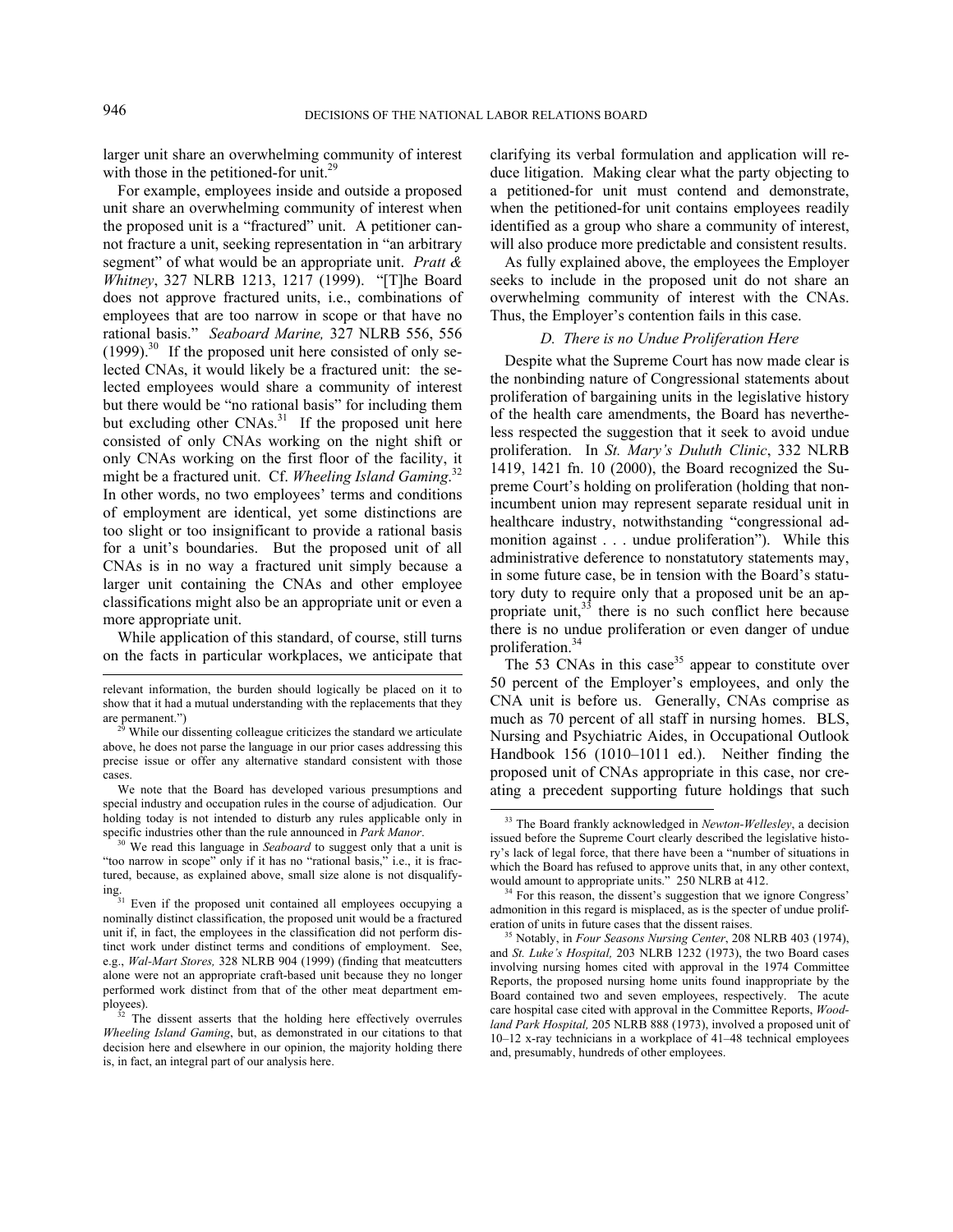larger unit share an overwhelming community of interest with those in the petitioned-for unit.[29]

For example, employees inside and outside a proposed unit share an overwhelming community of interest when the proposed unit is a "fractured" unit. A petitioner cannot fracture a unit, seeking representation in "an arbitrary segment" of what would be an appropriate unit. *Pratt & Whitney*, 327 NLRB 1213, 1217 (1999). "[T]he Board does not approve fractured units, i.e., combinations of employees that are too narrow in scope or that have no rational basis." *Seaboard Marine,* 327 NLRB 556, 556 (1999).[30] If the proposed unit here consisted of only selected CNAs, it would likely be a fractured unit: the selected employees would share a community of interest but there would be "no rational basis" for including them but excluding other CNAs.[31] If the proposed unit here consisted of only CNAs working on the night shift or only CNAs working on the first floor of the facility, it might be a fractured unit. Cf. *Wheeling Island Gaming*.[32] In other words, no two employees' terms and conditions of employment are identical, yet some distinctions are too slight or too insignificant to provide a rational basis for a unit's boundaries. But the proposed unit of all CNAs is in no way a fractured unit simply because a larger unit containing the CNAs and other employee classifications might also be an appropriate unit or even a more appropriate unit.

While application of this standard, of course, still turns on the facts in particular workplaces, we anticipate that clarifying its verbal formulation and application will reduce litigation. Making clear what the party objecting to a petitioned-for unit must contend and demonstrate, when the petitioned-for unit contains employees readily identified as a group who share a community of interest, will also produce more predictable and consistent results.

As fully explained above, the employees the Employer seeks to include in the proposed unit do not share an overwhelming community of interest with the CNAs. Thus, the Employer's contention fails in this case.

### *D. There is no Undue Proliferation Here*

Despite what the Supreme Court has now made clear is the nonbinding nature of Congressional statements about proliferation of bargaining units in the legislative history of the health care amendments, the Board has nevertheless respected the suggestion that it seek to avoid undue proliferation. In *St. Mary's Duluth Clinic*, 332 NLRB 1419, 1421 fn. 10 (2000), the Board recognized the Supreme Court's holding on proliferation (holding that nonincumbent union may represent separate residual unit in healthcare industry, notwithstanding "congressional admonition against . . . undue proliferation"). While this administrative deference to nonstatutory statements may, in some future case, be in tension with the Board's statutory duty to require only that a proposed unit be an appropriate unit,[33] there is no such conflict here because there is no undue proliferation or even danger of undue proliferation.[34]

The 53 CNAs in this case[35] appear to constitute over 50 percent of the Employer's employees, and only the CNA unit is before us. Generally, CNAs comprise as much as 70 percent of all staff in nursing homes. BLS, Nursing and Psychiatric Aides, in Occupational Outlook Handbook 156 (1010–1011 ed.). Neither finding the proposed unit of CNAs appropriate in this case, nor creating a precedent supporting future holdings that such

---

relevant information, the burden should logically be placed on it to show that it had a mutual understanding with the replacements that they are permanent.")

[29] While our dissenting colleague criticizes the standard we articulate above, he does not parse the language in our prior cases addressing this precise issue or offer any alternative standard consistent with those cases.

We note that the Board has developed various presumptions and special industry and occupation rules in the course of adjudication. Our holding today is not intended to disturb any rules applicable only in specific industries other than the rule announced in *Park Manor*.

[30] We read this language in *Seaboard* to suggest only that a unit is "too narrow in scope" only if it has no "rational basis," i.e., it is fractured, because, as explained above, small size alone is not disqualifying.

[31] Even if the proposed unit contained all employees occupying a nominally distinct classification, the proposed unit would be a fractured unit if, in fact, the employees in the classification did not perform distinct work under distinct terms and conditions of employment. See, e.g., *Wal-Mart Stores,* 328 NLRB 904 (1999) (finding that meatcutters alone were not an appropriate craft-based unit because they no longer performed work distinct from that of the other meat department employees).

[32] The dissent asserts that the holding here effectively overrules *Wheeling Island Gaming*, but, as demonstrated in our citations to that decision here and elsewhere in our opinion, the majority holding there is, in fact, an integral part of our analysis here.

[33] The Board frankly acknowledged in *Newton-Wellesley*, a decision issued before the Supreme Court clearly described the legislative history's lack of legal force, that there have been a "number of situations in which the Board has refused to approve units that, in any other context, would amount to appropriate units." 250 NLRB at 412.

[34] For this reason, the dissent's suggestion that we ignore Congress' admonition in this regard is misplaced, as is the specter of undue proliferation of units in future cases that the dissent raises.

[35] Notably, in *Four Seasons Nursing Center*, 208 NLRB 403 (1974), and *St. Luke's Hospital,* 203 NLRB 1232 (1973), the two Board cases involving nursing homes cited with approval in the 1974 Committee Reports, the proposed nursing home units found inappropriate by the Board contained two and seven employees, respectively. The acute care hospital case cited with approval in the Committee Reports, *Woodland Park Hospital,* 205 NLRB 888 (1973), involved a proposed unit of 10–12 x-ray technicians in a workplace of 41–48 technical employees and, presumably, hundreds of other employees.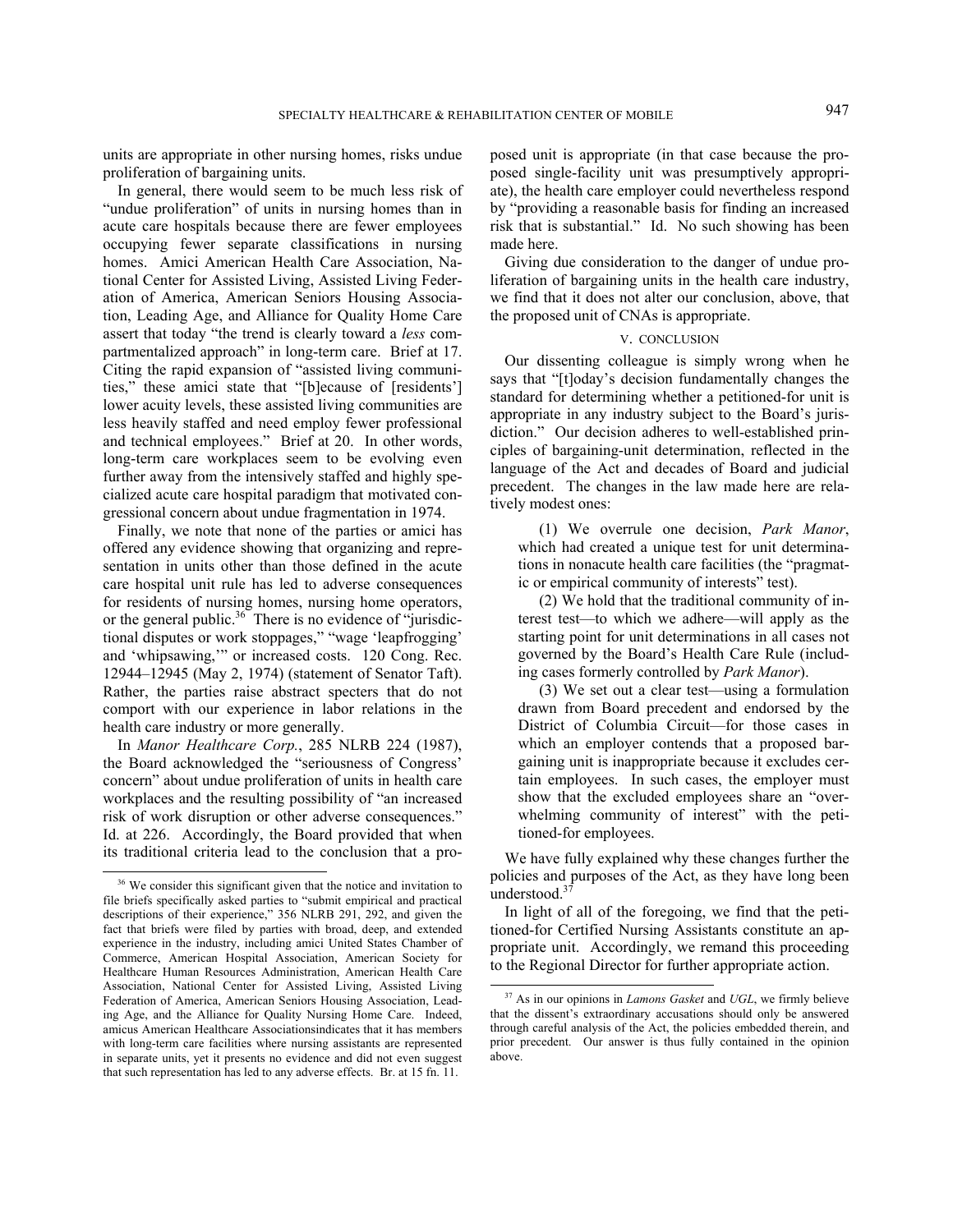units are appropriate in other nursing homes, risks undue proliferation of bargaining units.

In general, there would seem to be much less risk of "undue proliferation" of units in nursing homes than in acute care hospitals because there are fewer employees occupying fewer separate classifications in nursing homes. Amici American Health Care Association, National Center for Assisted Living, Assisted Living Federation of America, American Seniors Housing Association, Leading Age, and Alliance for Quality Home Care assert that today "the trend is clearly toward a *less* compartmentalized approach" in long-term care. Brief at 17. Citing the rapid expansion of "assisted living communities," these amici state that "[b]ecause of [residents'] lower acuity levels, these assisted living communities are less heavily staffed and need employ fewer professional and technical employees." Brief at 20. In other words, long-term care workplaces seem to be evolving even further away from the intensively staffed and highly specialized acute care hospital paradigm that motivated congressional concern about undue fragmentation in 1974.

Finally, we note that none of the parties or amici has offered any evidence showing that organizing and representation in units other than those defined in the acute care hospital unit rule has led to adverse consequences for residents of nursing homes, nursing home operators, or the general public.[36] There is no evidence of "jurisdictional disputes or work stoppages," "wage 'leapfrogging' and 'whipsawing,'" or increased costs. 120 Cong. Rec. 12944–12945 (May 2, 1974) (statement of Senator Taft). Rather, the parties raise abstract specters that do not comport with our experience in labor relations in the health care industry or more generally.

In *Manor Healthcare Corp.*, 285 NLRB 224 (1987), the Board acknowledged the "seriousness of Congress' concern" about undue proliferation of units in health care workplaces and the resulting possibility of "an increased risk of work disruption or other adverse consequences." Id. at 226. Accordingly, the Board provided that when its traditional criteria lead to the conclusion that a proposed unit is appropriate (in that case because the proposed single-facility unit was presumptively appropriate), the health care employer could nevertheless respond by "providing a reasonable basis for finding an increased risk that is substantial." Id. No such showing has been made here.

Giving due consideration to the danger of undue proliferation of bargaining units in the health care industry, we find that it does not alter our conclusion, above, that the proposed unit of CNAs is appropriate.

## V. CONCLUSION

Our dissenting colleague is simply wrong when he says that "[t]oday's decision fundamentally changes the standard for determining whether a petitioned-for unit is appropriate in any industry subject to the Board's jurisdiction." Our decision adheres to well-established principles of bargaining-unit determination, reflected in the language of the Act and decades of Board and judicial precedent. The changes in the law made here are relatively modest ones:

> (1) We overrule one decision, *Park Manor*, which had created a unique test for unit determinations in nonacute health care facilities (the "pragmatic or empirical community of interests" test).
>
> (2) We hold that the traditional community of interest test—to which we adhere—will apply as the starting point for unit determinations in all cases not governed by the Board's Health Care Rule (including cases formerly controlled by *Park Manor*).
>
> (3) We set out a clear test—using a formulation drawn from Board precedent and endorsed by the District of Columbia Circuit—for those cases in which an employer contends that a proposed bargaining unit is inappropriate because it excludes certain employees. In such cases, the employer must show that the excluded employees share an "overwhelming community of interest" with the petitioned-for employees.

We have fully explained why these changes further the policies and purposes of the Act, as they have long been understood.[37]

In light of all of the foregoing, we find that the petitioned-for Certified Nursing Assistants constitute an appropriate unit. Accordingly, we remand this proceeding to the Regional Director for further appropriate action.

---

[36] We consider this significant given that the notice and invitation to file briefs specifically asked parties to "submit empirical and practical descriptions of their experience," 356 NLRB 291, 292, and given the fact that briefs were filed by parties with broad, deep, and extended experience in the industry, including amici United States Chamber of Commerce, American Hospital Association, American Society for Healthcare Human Resources Administration, American Health Care Association, National Center for Assisted Living, Assisted Living Federation of America, American Seniors Housing Association, Leading Age, and the Alliance for Quality Nursing Home Care. Indeed, amicus American Healthcare Associationsindicates that it has members with long-term care facilities where nursing assistants are represented in separate units, yet it presents no evidence and did not even suggest that such representation has led to any adverse effects. Br. at 15 fn. 11.

[37] As in our opinions in *Lamons Gasket* and *UGL*, we firmly believe that the dissent's extraordinary accusations should only be answered through careful analysis of the Act, the policies embedded therein, and prior precedent. Our answer is thus fully contained in the opinion above.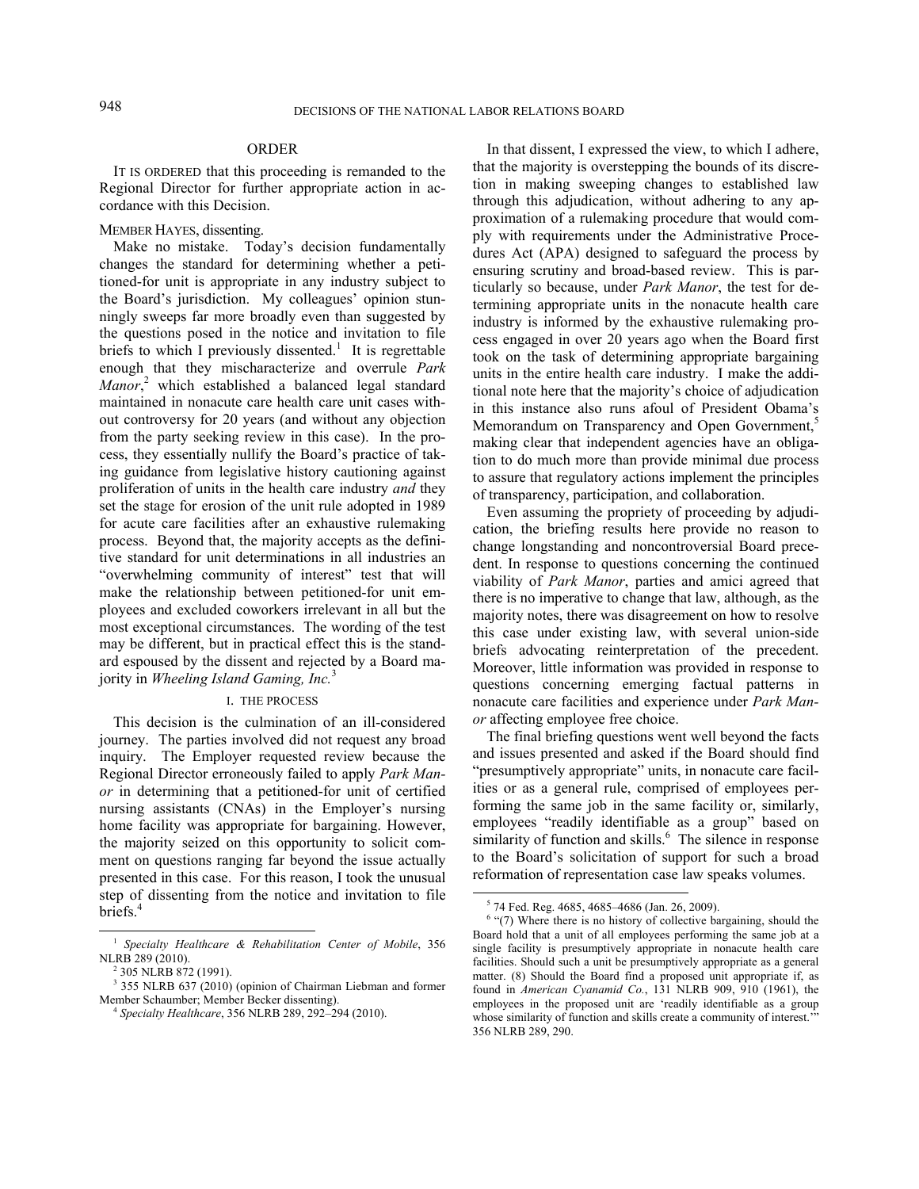## ORDER

IT IS ORDERED that this proceeding is remanded to the Regional Director for further appropriate action in accordance with this Decision.

MEMBER HAYES, dissenting.

Make no mistake. Today's decision fundamentally changes the standard for determining whether a petitioned-for unit is appropriate in any industry subject to the Board's jurisdiction. My colleagues' opinion stunningly sweeps far more broadly even than suggested by the questions posed in the notice and invitation to file briefs to which I previously dissented.[1] It is regrettable enough that they mischaracterize and overrule *Park Manor*,[2] which established a balanced legal standard maintained in nonacute care health care unit cases without controversy for 20 years (and without any objection from the party seeking review in this case). In the process, they essentially nullify the Board's practice of taking guidance from legislative history cautioning against proliferation of units in the health care industry *and* they set the stage for erosion of the unit rule adopted in 1989 for acute care facilities after an exhaustive rulemaking process. Beyond that, the majority accepts as the definitive standard for unit determinations in all industries an "overwhelming community of interest" test that will make the relationship between petitioned-for unit employees and excluded coworkers irrelevant in all but the most exceptional circumstances. The wording of the test may be different, but in practical effect this is the standard espoused by the dissent and rejected by a Board majority in *Wheeling Island Gaming, Inc.*[3]

### I. THE PROCESS

This decision is the culmination of an ill-considered journey. The parties involved did not request any broad inquiry. The Employer requested review because the Regional Director erroneously failed to apply *Park Manor* in determining that a petitioned-for unit of certified nursing assistants (CNAs) in the Employer's nursing home facility was appropriate for bargaining. However, the majority seized on this opportunity to solicit comment on questions ranging far beyond the issue actually presented in this case. For this reason, I took the unusual step of dissenting from the notice and invitation to file briefs.[4]

In that dissent, I expressed the view, to which I adhere, that the majority is overstepping the bounds of its discretion in making sweeping changes to established law through this adjudication, without adhering to any approximation of a rulemaking procedure that would comply with requirements under the Administrative Procedures Act (APA) designed to safeguard the process by ensuring scrutiny and broad-based review. This is particularly so because, under *Park Manor*, the test for determining appropriate units in the nonacute health care industry is informed by the exhaustive rulemaking process engaged in over 20 years ago when the Board first took on the task of determining appropriate bargaining units in the entire health care industry. I make the additional note here that the majority's choice of adjudication in this instance also runs afoul of President Obama's Memorandum on Transparency and Open Government,[5] making clear that independent agencies have an obligation to do much more than provide minimal due process to assure that regulatory actions implement the principles of transparency, participation, and collaboration.

Even assuming the propriety of proceeding by adjudication, the briefing results here provide no reason to change longstanding and noncontroversial Board precedent. In response to questions concerning the continued viability of *Park Manor*, parties and amici agreed that there is no imperative to change that law, although, as the majority notes, there was disagreement on how to resolve this case under existing law, with several union-side briefs advocating reinterpretation of the precedent. Moreover, little information was provided in response to questions concerning emerging factual patterns in nonacute care facilities and experience under *Park Manor* affecting employee free choice.

The final briefing questions went well beyond the facts and issues presented and asked if the Board should find "presumptively appropriate" units, in nonacute care facilities or as a general rule, comprised of employees performing the same job in the same facility or, similarly, employees "readily identifiable as a group" based on similarity of function and skills.[6] The silence in response to the Board's solicitation of support for such a broad reformation of representation case law speaks volumes.

---

[1] *Specialty Healthcare & Rehabilitation Center of Mobile*, 356 NLRB 289 (2010).

[2] 305 NLRB 872 (1991).

[3] 355 NLRB 637 (2010) (opinion of Chairman Liebman and former Member Schaumber; Member Becker dissenting).

[4] *Specialty Healthcare*, 356 NLRB 289, 292–294 (2010).

[5] 74 Fed. Reg. 4685, 4685–4686 (Jan. 26, 2009).

[6] "(7) Where there is no history of collective bargaining, should the Board hold that a unit of all employees performing the same job at a single facility is presumptively appropriate in nonacute health care facilities. Should such a unit be presumptively appropriate as a general matter. (8) Should the Board find a proposed unit appropriate if, as found in *American Cyanamid Co.*, 131 NLRB 909, 910 (1961), the employees in the proposed unit are 'readily identifiable as a group whose similarity of function and skills create a community of interest.'" 356 NLRB 289, 290.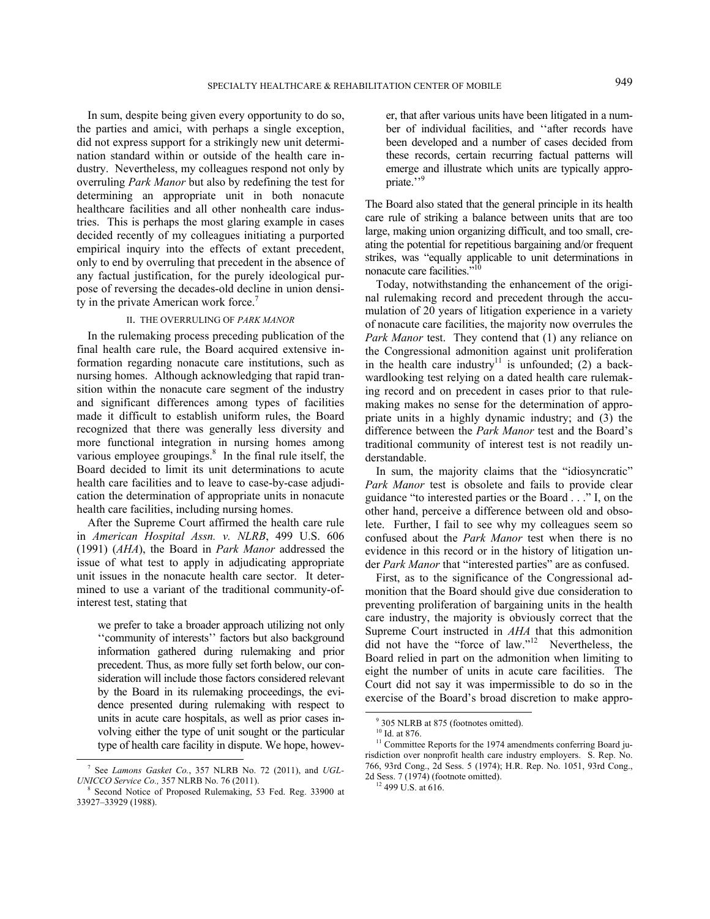In sum, despite being given every opportunity to do so, the parties and amici, with perhaps a single exception, did not express support for a strikingly new unit determination standard within or outside of the health care industry. Nevertheless, my colleagues respond not only by overruling *Park Manor* but also by redefining the test for determining an appropriate unit in both nonacute healthcare facilities and all other nonhealth care industries. This is perhaps the most glaring example in cases decided recently of my colleagues initiating a purported empirical inquiry into the effects of extant precedent, only to end by overruling that precedent in the absence of any factual justification, for the purely ideological purpose of reversing the decades-old decline in union density in the private American work force.[7]

## II. THE OVERRULING OF *PARK MANOR*

In the rulemaking process preceding publication of the final health care rule, the Board acquired extensive information regarding nonacute care institutions, such as nursing homes. Although acknowledging that rapid transition within the nonacute care segment of the industry and significant differences among types of facilities made it difficult to establish uniform rules, the Board recognized that there was generally less diversity and more functional integration in nursing homes among various employee groupings.[8] In the final rule itself, the Board decided to limit its unit determinations to acute health care facilities and to leave to case-by-case adjudication the determination of appropriate units in nonacute health care facilities, including nursing homes.

After the Supreme Court affirmed the health care rule in *American Hospital Assn. v. NLRB*, 499 U.S. 606 (1991) (*AHA*), the Board in *Park Manor* addressed the issue of what test to apply in adjudicating appropriate unit issues in the nonacute health care sector. It determined to use a variant of the traditional community-of-interest test, stating that

> we prefer to take a broader approach utilizing not only ''community of interests'' factors but also background information gathered during rulemaking and prior precedent. Thus, as more fully set forth below, our consideration will include those factors considered relevant by the Board in its rulemaking proceedings, the evidence presented during rulemaking with respect to units in acute care hospitals, as well as prior cases involving either the type of unit sought or the particular type of health care facility in dispute. We hope, however, that after various units have been litigated in a number of individual facilities, and ''after records have been developed and a number of cases decided from these records, certain recurring factual patterns will emerge and illustrate which units are typically appropriate.''[9]

The Board also stated that the general principle in its health care rule of striking a balance between units that are too large, making union organizing difficult, and too small, creating the potential for repetitious bargaining and/or frequent strikes, was "equally applicable to unit determinations in nonacute care facilities."[10]

Today, notwithstanding the enhancement of the original rulemaking record and precedent through the accumulation of 20 years of litigation experience in a variety of nonacute care facilities, the majority now overrules the *Park Manor* test. They contend that (1) any reliance on the Congressional admonition against unit proliferation in the health care industry[11] is unfounded; (2) a backwardlooking test relying on a dated health care rulemaking record and on precedent in cases prior to that rulemaking makes no sense for the determination of appropriate units in a highly dynamic industry; and (3) the difference between the *Park Manor* test and the Board's traditional community of interest test is not readily understandable.

In sum, the majority claims that the "idiosyncratic" *Park Manor* test is obsolete and fails to provide clear guidance "to interested parties or the Board . . ." I, on the other hand, perceive a difference between old and obsolete. Further, I fail to see why my colleagues seem so confused about the *Park Manor* test when there is no evidence in this record or in the history of litigation under *Park Manor* that "interested parties" are as confused.

First, as to the significance of the Congressional admonition that the Board should give due consideration to preventing proliferation of bargaining units in the health care industry, the majority is obviously correct that the Supreme Court instructed in *AHA* that this admonition did not have the "force of law."[12] Nevertheless, the Board relied in part on the admonition when limiting to eight the number of units in acute care facilities. The Court did not say it was impermissible to do so in the exercise of the Board's broad discretion to make appro-

---

[7] See *Lamons Gasket Co.*, 357 NLRB No. 72 (2011), and *UGL-UNICCO Service Co.,* 357 NLRB No. 76 (2011).

[8] Second Notice of Proposed Rulemaking, 53 Fed. Reg. 33900 at 33927–33929 (1988).

[9] 305 NLRB at 875 (footnotes omitted).

[10] Id. at 876.

[11] Committee Reports for the 1974 amendments conferring Board jurisdiction over nonprofit health care industry employers. S. Rep. No. 766, 93rd Cong., 2d Sess. 5 (1974); H.R. Rep. No. 1051, 93rd Cong., 2d Sess. 7 (1974) (footnote omitted).

[12] 499 U.S. at 616.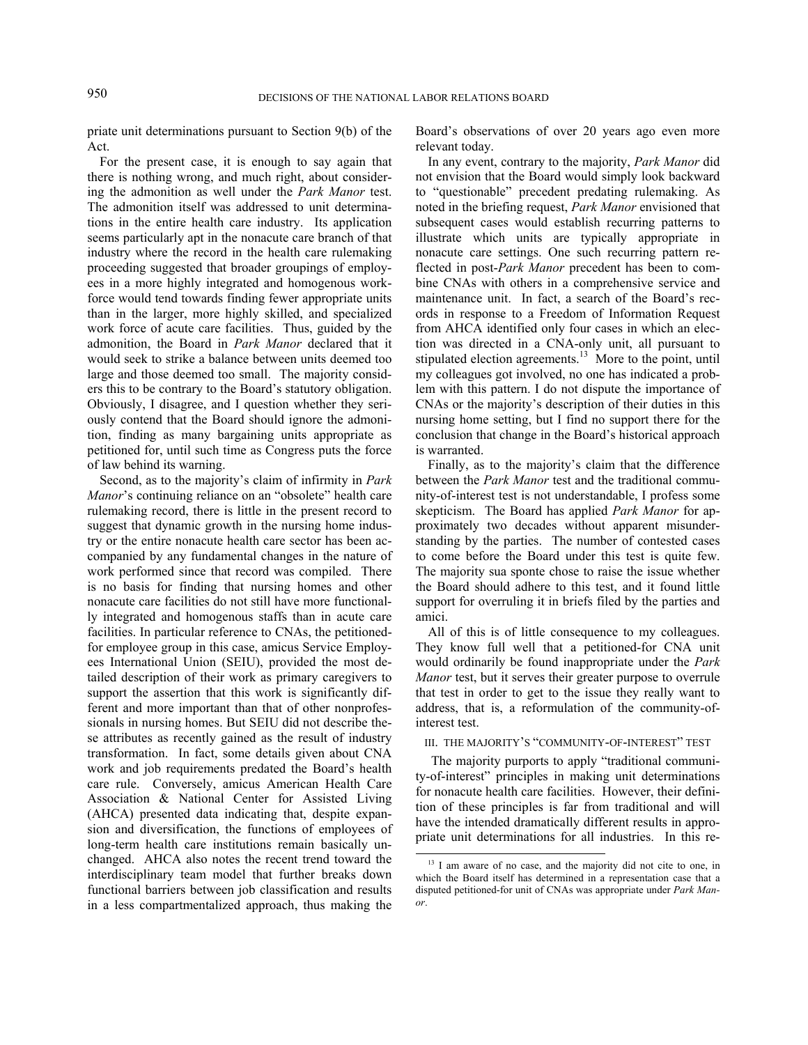priate unit determinations pursuant to Section 9(b) of the Act.

For the present case, it is enough to say again that there is nothing wrong, and much right, about considering the admonition as well under the *Park Manor* test. The admonition itself was addressed to unit determinations in the entire health care industry. Its application seems particularly apt in the nonacute care branch of that industry where the record in the health care rulemaking proceeding suggested that broader groupings of employees in a more highly integrated and homogenous workforce would tend towards finding fewer appropriate units than in the larger, more highly skilled, and specialized work force of acute care facilities. Thus, guided by the admonition, the Board in *Park Manor* declared that it would seek to strike a balance between units deemed too large and those deemed too small. The majority considers this to be contrary to the Board's statutory obligation. Obviously, I disagree, and I question whether they seriously contend that the Board should ignore the admonition, finding as many bargaining units appropriate as petitioned for, until such time as Congress puts the force of law behind its warning.

Second, as to the majority's claim of infirmity in *Park Manor*'s continuing reliance on an "obsolete" health care rulemaking record, there is little in the present record to suggest that dynamic growth in the nursing home industry or the entire nonacute health care sector has been accompanied by any fundamental changes in the nature of work performed since that record was compiled. There is no basis for finding that nursing homes and other nonacute care facilities do not still have more functionally integrated and homogenous staffs than in acute care facilities. In particular reference to CNAs, the petitioned-for employee group in this case, amicus Service Employees International Union (SEIU), provided the most detailed description of their work as primary caregivers to support the assertion that this work is significantly different and more important than that of other nonprofessionals in nursing homes. But SEIU did not describe these attributes as recently gained as the result of industry transformation. In fact, some details given about CNA work and job requirements predated the Board's health care rule. Conversely, amicus American Health Care Association & National Center for Assisted Living (AHCA) presented data indicating that, despite expansion and diversification, the functions of employees of long-term health care institutions remain basically unchanged. AHCA also notes the recent trend toward the interdisciplinary team model that further breaks down functional barriers between job classification and results in a less compartmentalized approach, thus making the Board's observations of over 20 years ago even more relevant today.

In any event, contrary to the majority, *Park Manor* did not envision that the Board would simply look backward to "questionable" precedent predating rulemaking. As noted in the briefing request, *Park Manor* envisioned that subsequent cases would establish recurring patterns to illustrate which units are typically appropriate in nonacute care settings. One such recurring pattern reflected in post-*Park Manor* precedent has been to combine CNAs with others in a comprehensive service and maintenance unit. In fact, a search of the Board's records in response to a Freedom of Information Request from AHCA identified only four cases in which an election was directed in a CNA-only unit, all pursuant to stipulated election agreements.[13] More to the point, until my colleagues got involved, no one has indicated a problem with this pattern. I do not dispute the importance of CNAs or the majority's description of their duties in this nursing home setting, but I find no support there for the conclusion that change in the Board's historical approach is warranted.

Finally, as to the majority's claim that the difference between the *Park Manor* test and the traditional community-of-interest test is not understandable, I profess some skepticism. The Board has applied *Park Manor* for approximately two decades without apparent misunderstanding by the parties. The number of contested cases to come before the Board under this test is quite few. The majority sua sponte chose to raise the issue whether the Board should adhere to this test, and it found little support for overruling it in briefs filed by the parties and amici.

All of this is of little consequence to my colleagues. They know full well that a petitioned-for CNA unit would ordinarily be found inappropriate under the *Park Manor* test, but it serves their greater purpose to overrule that test in order to get to the issue they really want to address, that is, a reformulation of the community-of-interest test.

### III. THE MAJORITY'S "COMMUNITY-OF-INTEREST" TEST

The majority purports to apply "traditional community-of-interest" principles in making unit determinations for nonacute health care facilities. However, their definition of these principles is far from traditional and will have the intended dramatically different results in appropriate unit determinations for all industries. In this re-

---

[13] I am aware of no case, and the majority did not cite to one, in which the Board itself has determined in a representation case that a disputed petitioned-for unit of CNAs was appropriate under *Park Manor*.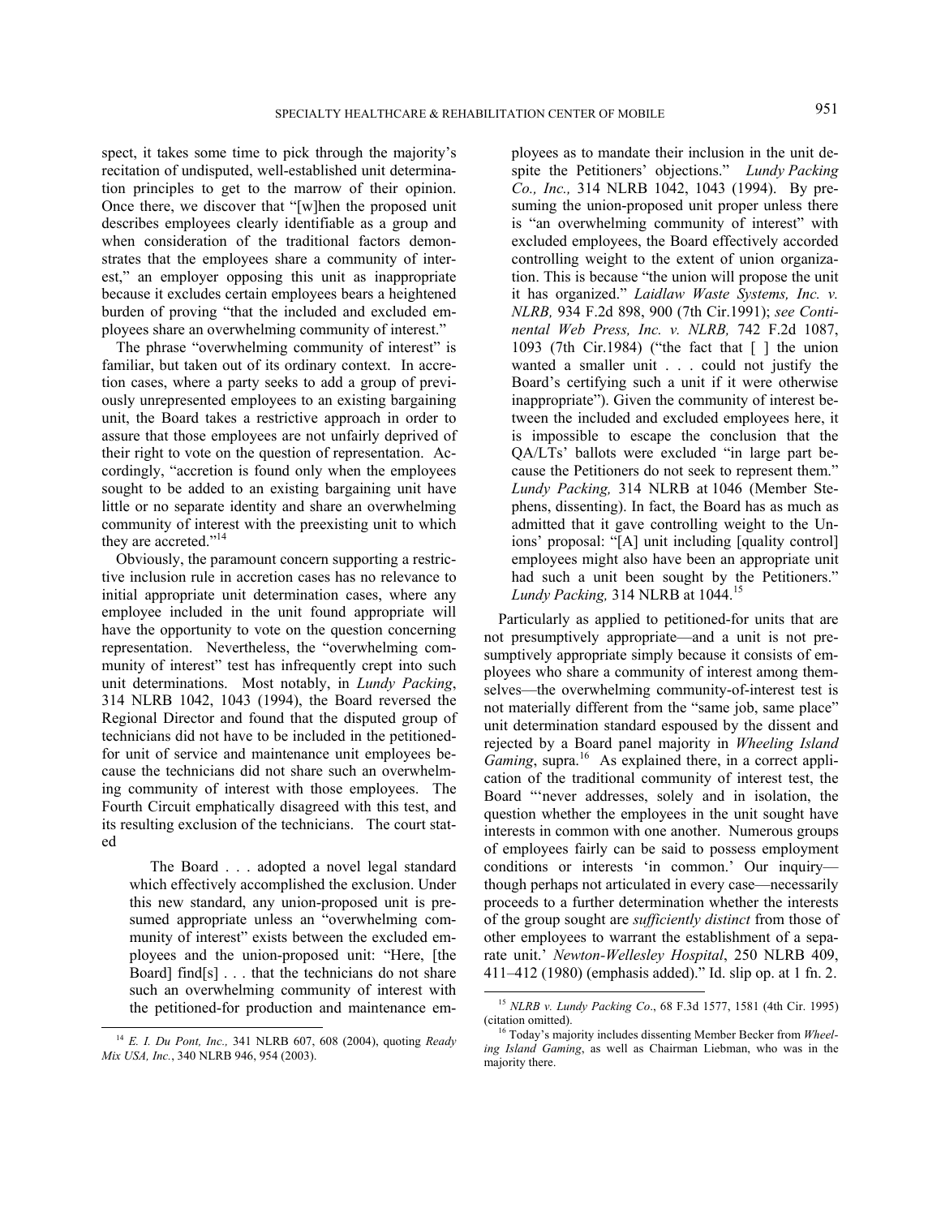spect, it takes some time to pick through the majority's recitation of undisputed, well-established unit determination principles to get to the marrow of their opinion. Once there, we discover that "[w]hen the proposed unit describes employees clearly identifiable as a group and when consideration of the traditional factors demonstrates that the employees share a community of interest," an employer opposing this unit as inappropriate because it excludes certain employees bears a heightened burden of proving "that the included and excluded employees share an overwhelming community of interest."

The phrase "overwhelming community of interest" is familiar, but taken out of its ordinary context. In accretion cases, where a party seeks to add a group of previously unrepresented employees to an existing bargaining unit, the Board takes a restrictive approach in order to assure that those employees are not unfairly deprived of their right to vote on the question of representation. Accordingly, "accretion is found only when the employees sought to be added to an existing bargaining unit have little or no separate identity and share an overwhelming community of interest with the preexisting unit to which they are accreted."[14]

Obviously, the paramount concern supporting a restrictive inclusion rule in accretion cases has no relevance to initial appropriate unit determination cases, where any employee included in the unit found appropriate will have the opportunity to vote on the question concerning representation. Nevertheless, the "overwhelming community of interest" test has infrequently crept into such unit determinations. Most notably, in *Lundy Packing*, 314 NLRB 1042, 1043 (1994), the Board reversed the Regional Director and found that the disputed group of technicians did not have to be included in the petitioned-for unit of service and maintenance unit employees because the technicians did not share such an overwhelming community of interest with those employees. The Fourth Circuit emphatically disagreed with this test, and its resulting exclusion of the technicians. The court stated

> The Board . . . adopted a novel legal standard which effectively accomplished the exclusion. Under this new standard, any union-proposed unit is presumed appropriate unless an "overwhelming community of interest" exists between the excluded employees and the union-proposed unit: "Here, [the Board] find[s] . . . that the technicians do not share such an overwhelming community of interest with the petitioned-for production and maintenance employees as to mandate their inclusion in the unit despite the Petitioners' objections." *Lundy Packing Co., Inc.,* 314 NLRB 1042, 1043 (1994). By presuming the union-proposed unit proper unless there is "an overwhelming community of interest" with excluded employees, the Board effectively accorded controlling weight to the extent of union organization. This is because "the union will propose the unit it has organized." *Laidlaw Waste Systems, Inc. v. NLRB,* 934 F.2d 898, 900 (7th Cir.1991); *see Continental Web Press, Inc. v. NLRB,* 742 F.2d 1087, 1093 (7th Cir.1984) ("the fact that [ ] the union wanted a smaller unit . . . could not justify the Board's certifying such a unit if it were otherwise inappropriate"). Given the community of interest between the included and excluded employees here, it is impossible to escape the conclusion that the QA/LTs' ballots were excluded "in large part because the Petitioners do not seek to represent them." *Lundy Packing,* 314 NLRB at 1046 (Member Stephens, dissenting). In fact, the Board has as much as admitted that it gave controlling weight to the Unions' proposal: "[A] unit including [quality control] employees might also have been an appropriate unit had such a unit been sought by the Petitioners." *Lundy Packing,* 314 NLRB at 1044.[15]

Particularly as applied to petitioned-for units that are not presumptively appropriate—and a unit is not presumptively appropriate simply because it consists of employees who share a community of interest among themselves—the overwhelming community-of-interest test is not materially different from the "same job, same place" unit determination standard espoused by the dissent and rejected by a Board panel majority in *Wheeling Island Gaming*, supra.[16] As explained there, in a correct application of the traditional community of interest test, the Board "'never addresses, solely and in isolation, the question whether the employees in the unit sought have interests in common with one another. Numerous groups of employees fairly can be said to possess employment conditions or interests 'in common.' Our inquiry—though perhaps not articulated in every case—necessarily proceeds to a further determination whether the interests of the group sought are ***sufficiently distinct*** from those of other employees to warrant the establishment of a separate unit.' *Newton-Wellesley Hospital*, 250 NLRB 409, 411–412 (1980) (emphasis added)." Id. slip op. at 1 fn. 2.

---

[14] *E. I. Du Pont, Inc.,* 341 NLRB 607, 608 (2004), quoting *Ready Mix USA, Inc.*, 340 NLRB 946, 954 (2003).

[15] *NLRB v. Lundy Packing Co*., 68 F.3d 1577, 1581 (4th Cir. 1995) (citation omitted).

[16] Today's majority includes dissenting Member Becker from *Wheeling Island Gaming*, as well as Chairman Liebman, who was in the majority there.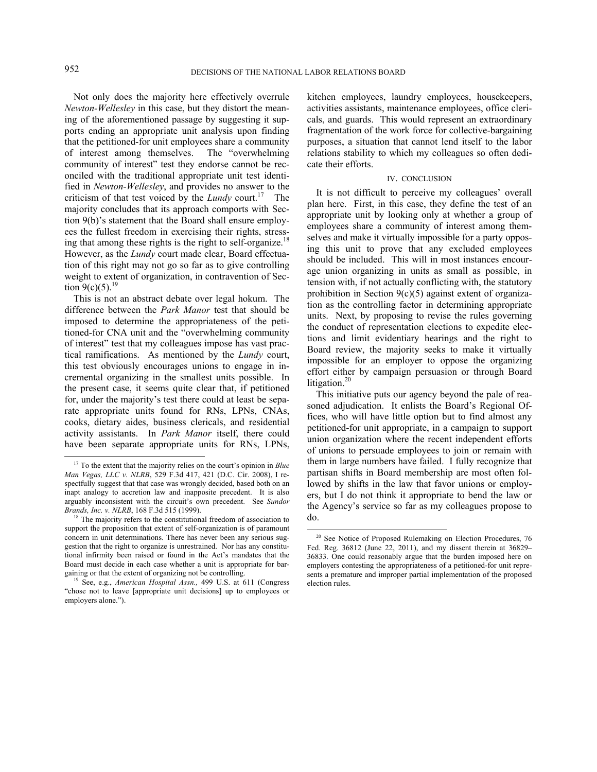Not only does the majority here effectively overrule *Newton-Wellesley* in this case, but they distort the meaning of the aforementioned passage by suggesting it supports ending an appropriate unit analysis upon finding that the petitioned-for unit employees share a community of interest among themselves. The "overwhelming community of interest" test they endorse cannot be reconciled with the traditional appropriate unit test identified in *Newton-Wellesley*, and provides no answer to the criticism of that test voiced by the *Lundy* court.[17] The majority concludes that its approach comports with Section 9(b)'s statement that the Board shall ensure employees the fullest freedom in exercising their rights, stressing that among these rights is the right to self-organize.[18] However, as the *Lundy* court made clear, Board effectuation of this right may not go so far as to give controlling weight to extent of organization, in contravention of Section 9(c)(5).[19]

This is not an abstract debate over legal hokum. The difference between the *Park Manor* test that should be imposed to determine the appropriateness of the petitioned-for CNA unit and the "overwhelming community of interest" test that my colleagues impose has vast practical ramifications. As mentioned by the *Lundy* court, this test obviously encourages unions to engage in incremental organizing in the smallest units possible. In the present case, it seems quite clear that, if petitioned for, under the majority's test there could at least be separate appropriate units found for RNs, LPNs, CNAs, cooks, dietary aides, business clericals, and residential activity assistants. In *Park Manor* itself, there could have been separate appropriate units for RNs, LPNs, kitchen employees, laundry employees, housekeepers, activities assistants, maintenance employees, office clericals, and guards. This would represent an extraordinary fragmentation of the work force for collective-bargaining purposes, a situation that cannot lend itself to the labor relations stability to which my colleagues so often dedicate their efforts.

## IV. CONCLUSION

It is not difficult to perceive my colleagues' overall plan here. First, in this case, they define the test of an appropriate unit by looking only at whether a group of employees share a community of interest among themselves and make it virtually impossible for a party opposing this unit to prove that any excluded employees should be included. This will in most instances encourage union organizing in units as small as possible, in tension with, if not actually conflicting with, the statutory prohibition in Section 9(c)(5) against extent of organization as the controlling factor in determining appropriate units. Next, by proposing to revise the rules governing the conduct of representation elections to expedite elections and limit evidentiary hearings and the right to Board review, the majority seeks to make it virtually impossible for an employer to oppose the organizing effort either by campaign persuasion or through Board litigation.[20]

This initiative puts our agency beyond the pale of reasoned adjudication. It enlists the Board's Regional Offices, who will have little option but to find almost any petitioned-for unit appropriate, in a campaign to support union organization where the recent independent efforts of unions to persuade employees to join or remain with them in large numbers have failed. I fully recognize that partisan shifts in Board membership are most often followed by shifts in the law that favor unions or employers, but I do not think it appropriate to bend the law or the Agency's service so far as my colleagues propose to do.

---

[17] To the extent that the majority relies on the court's opinion in *Blue Man Vegas, LLC v. NLRB*, 529 F.3d 417, 421 (D.C. Cir. 2008), I respectfully suggest that that case was wrongly decided, based both on an inapt analogy to accretion law and inapposite precedent. It is also arguably inconsistent with the circuit's own precedent. See *Sundor Brands, Inc. v. NLRB*, 168 F.3d 515 (1999).

[18] The majority refers to the constitutional freedom of association to support the proposition that extent of self-organization is of paramount concern in unit determinations. There has never been any serious suggestion that the right to organize is unrestrained. Nor has any constitutional infirmity been raised or found in the Act's mandates that the Board must decide in each case whether a unit is appropriate for bargaining or that the extent of organizing not be controlling.

[19] See, e.g., *American Hospital Assn.,* 499 U.S. at 611 (Congress "chose not to leave [appropriate unit decisions] up to employees or employers alone.").

[20] See Notice of Proposed Rulemaking on Election Procedures, 76 Fed. Reg. 36812 (June 22, 2011), and my dissent therein at 36829–36833. One could reasonably argue that the burden imposed here on employers contesting the appropriateness of a petitioned-for unit represents a premature and improper partial implementation of the proposed election rules.